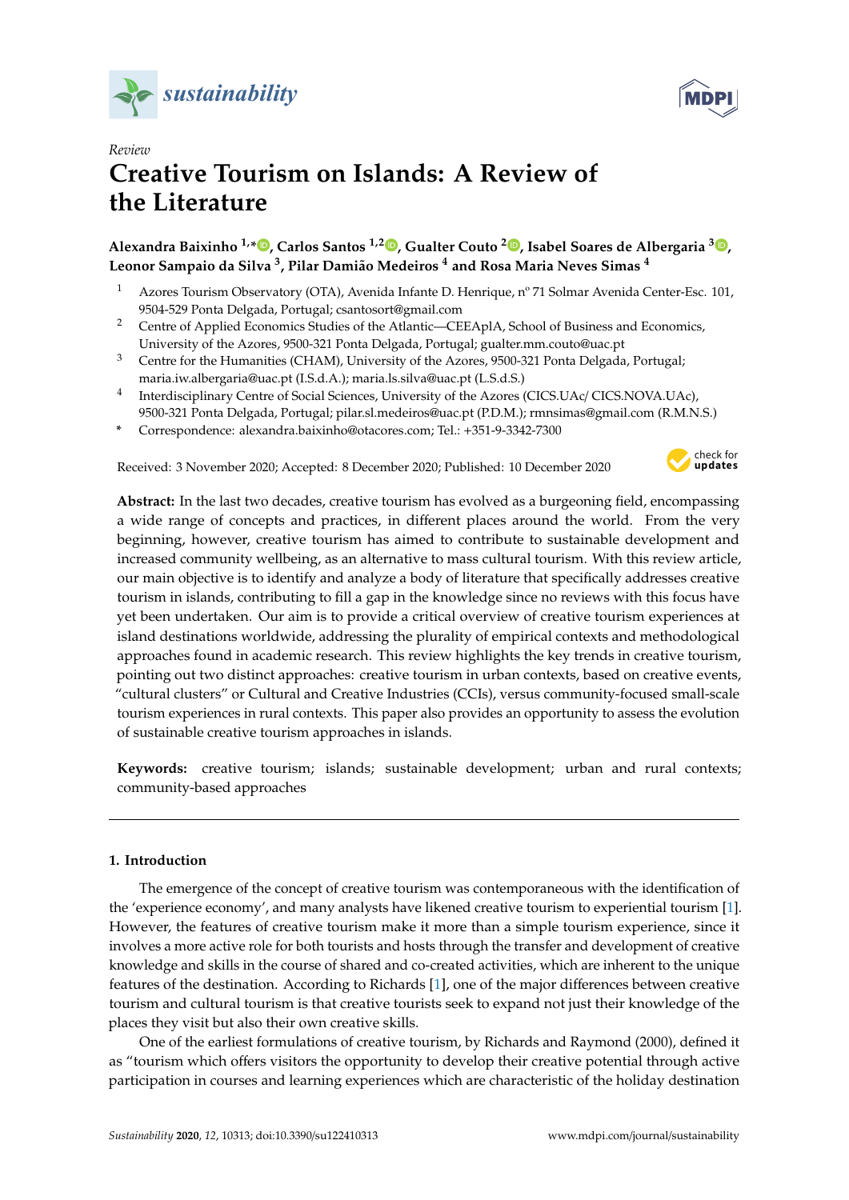*Review*

# Creative Tourism on Islands: A Review of the Literature

**Alexandra Baixinho [1,*], Carlos Santos [1,2], Gualter Couto [2], Isabel Soares de Albergaria [3], Leonor Sampaio da Silva [3], Pilar Damião Medeiros [4] and Rosa Maria Neves Simas [4]**

1. Azores Tourism Observatory (OTA), Avenida Infante D. Henrique, nº 71 Solmar Avenida Center-Esc. 101, 9504-529 Ponta Delgada, Portugal; csantosort@gmail.com
2. Centre of Applied Economics Studies of the Atlantic—CEEAplA, School of Business and Economics, University of the Azores, 9500-321 Ponta Delgada, Portugal; gualter.mm.couto@uac.pt
3. Centre for the Humanities (CHAM), University of the Azores, 9500-321 Ponta Delgada, Portugal; maria.iw.albergaria@uac.pt (I.S.d.A.); maria.ls.silva@uac.pt (L.S.d.S.)
4. Interdisciplinary Centre of Social Sciences, University of the Azores (CICS.UAc/ CICS.NOVA.UAc), 9500-321 Ponta Delgada, Portugal; pilar.sl.medeiros@uac.pt (P.D.M.); rmnsimas@gmail.com (R.M.N.S.)

\* Correspondence: alexandra.baixinho@otacores.com; Tel.: +351-9-3342-7300

Received: 3 November 2020; Accepted: 8 December 2020; Published: 10 December 2020

**Abstract:** In the last two decades, creative tourism has evolved as a burgeoning field, encompassing a wide range of concepts and practices, in different places around the world. From the very beginning, however, creative tourism has aimed to contribute to sustainable development and increased community wellbeing, as an alternative to mass cultural tourism. With this review article, our main objective is to identify and analyze a body of literature that specifically addresses creative tourism in islands, contributing to fill a gap in the knowledge since no reviews with this focus have yet been undertaken. Our aim is to provide a critical overview of creative tourism experiences at island destinations worldwide, addressing the plurality of empirical contexts and methodological approaches found in academic research. This review highlights the key trends in creative tourism, pointing out two distinct approaches: creative tourism in urban contexts, based on creative events, "cultural clusters" or Cultural and Creative Industries (CCIs), versus community-focused small-scale tourism experiences in rural contexts. This paper also provides an opportunity to assess the evolution of sustainable creative tourism approaches in islands.

**Keywords:** creative tourism; islands; sustainable development; urban and rural contexts; community-based approaches

## 1. Introduction

The emergence of the concept of creative tourism was contemporaneous with the identification of the 'experience economy', and many analysts have likened creative tourism to experiential tourism [1]. However, the features of creative tourism make it more than a simple tourism experience, since it involves a more active role for both tourists and hosts through the transfer and development of creative knowledge and skills in the course of shared and co-created activities, which are inherent to the unique features of the destination. According to Richards [1], one of the major differences between creative tourism and cultural tourism is that creative tourists seek to expand not just their knowledge of the places they visit but also their own creative skills.

One of the earliest formulations of creative tourism, by Richards and Raymond (2000), defined it as "tourism which offers visitors the opportunity to develop their creative potential through active participation in courses and learning experiences which are characteristic of the holiday destination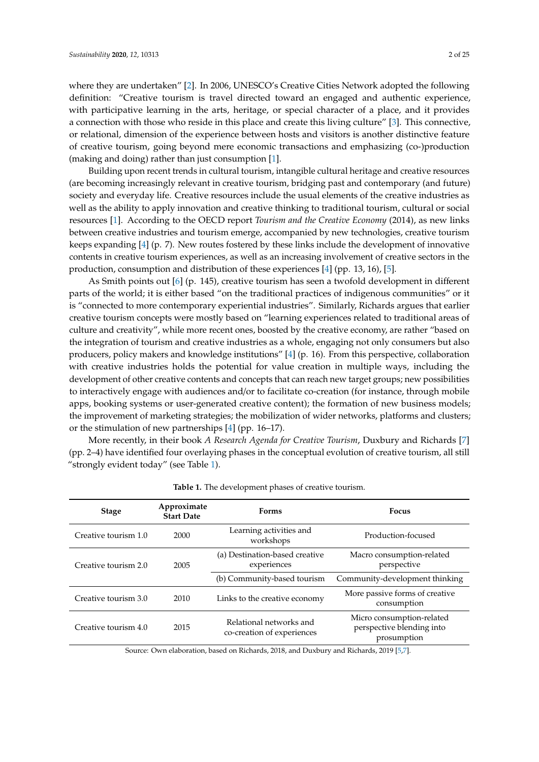where they are undertaken" [2]. In 2006, UNESCO's Creative Cities Network adopted the following definition: "Creative tourism is travel directed toward an engaged and authentic experience, with participative learning in the arts, heritage, or special character of a place, and it provides a connection with those who reside in this place and create this living culture" [3]. This connective, or relational, dimension of the experience between hosts and visitors is another distinctive feature of creative tourism, going beyond mere economic transactions and emphasizing (co-)production (making and doing) rather than just consumption [1].

Building upon recent trends in cultural tourism, intangible cultural heritage and creative resources (are becoming increasingly relevant in creative tourism, bridging past and contemporary (and future) society and everyday life. Creative resources include the usual elements of the creative industries as well as the ability to apply innovation and creative thinking to traditional tourism, cultural or social resources [1]. According to the OECD report *Tourism and the Creative Economy* (2014), as new links between creative industries and tourism emerge, accompanied by new technologies, creative tourism keeps expanding [4] (p. 7). New routes fostered by these links include the development of innovative contents in creative tourism experiences, as well as an increasing involvement of creative sectors in the production, consumption and distribution of these experiences [4] (pp. 13, 16), [5].

As Smith points out [6] (p. 145), creative tourism has seen a twofold development in different parts of the world; it is either based "on the traditional practices of indigenous communities" or it is "connected to more contemporary experiential industries". Similarly, Richards argues that earlier creative tourism concepts were mostly based on "learning experiences related to traditional areas of culture and creativity", while more recent ones, boosted by the creative economy, are rather "based on the integration of tourism and creative industries as a whole, engaging not only consumers but also producers, policy makers and knowledge institutions" [4] (p. 16). From this perspective, collaboration with creative industries holds the potential for value creation in multiple ways, including the development of other creative contents and concepts that can reach new target groups; new possibilities to interactively engage with audiences and/or to facilitate co-creation (for instance, through mobile apps, booking systems or user-generated creative content); the formation of new business models; the improvement of marketing strategies; the mobilization of wider networks, platforms and clusters; or the stimulation of new partnerships [4] (pp. 16–17).

More recently, in their book *A Research Agenda for Creative Tourism*, Duxbury and Richards [7] (pp. 2–4) have identified four overlaying phases in the conceptual evolution of creative tourism, all still "strongly evident today" (see Table 1).

**Table 1.** The development phases of creative tourism.

| Stage | Approximate Start Date | Forms | Focus |
|---|---|---|---|
| Creative tourism 1.0 | 2000 | Learning activities and workshops | Production-focused |
| Creative tourism 2.0 | 2005 | (a) Destination-based creative experiences | Macro consumption-related perspective |
| | | (b) Community-based tourism | Community-development thinking |
| Creative tourism 3.0 | 2010 | Links to the creative economy | More passive forms of creative consumption |
| Creative tourism 4.0 | 2015 | Relational networks and co-creation of experiences | Micro consumption-related perspective blending into prosumption |

Source: Own elaboration, based on Richards, 2018, and Duxbury and Richards, 2019 [5,7].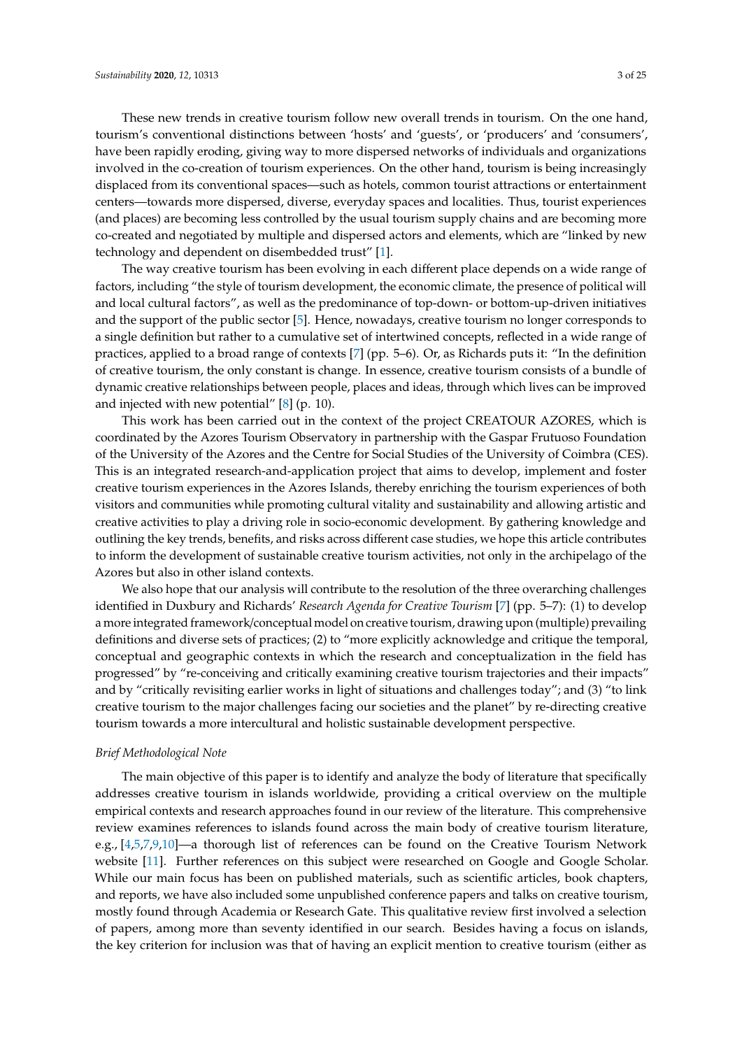These new trends in creative tourism follow new overall trends in tourism. On the one hand, tourism's conventional distinctions between 'hosts' and 'guests', or 'producers' and 'consumers', have been rapidly eroding, giving way to more dispersed networks of individuals and organizations involved in the co-creation of tourism experiences. On the other hand, tourism is being increasingly displaced from its conventional spaces—such as hotels, common tourist attractions or entertainment centers—towards more dispersed, diverse, everyday spaces and localities. Thus, tourist experiences (and places) are becoming less controlled by the usual tourism supply chains and are becoming more co-created and negotiated by multiple and dispersed actors and elements, which are "linked by new technology and dependent on disembedded trust" [1].

The way creative tourism has been evolving in each different place depends on a wide range of factors, including "the style of tourism development, the economic climate, the presence of political will and local cultural factors", as well as the predominance of top-down- or bottom-up-driven initiatives and the support of the public sector [5]. Hence, nowadays, creative tourism no longer corresponds to a single definition but rather to a cumulative set of intertwined concepts, reflected in a wide range of practices, applied to a broad range of contexts [7] (pp. 5–6). Or, as Richards puts it: "In the definition of creative tourism, the only constant is change. In essence, creative tourism consists of a bundle of dynamic creative relationships between people, places and ideas, through which lives can be improved and injected with new potential" [8] (p. 10).

This work has been carried out in the context of the project CREATOUR AZORES, which is coordinated by the Azores Tourism Observatory in partnership with the Gaspar Frutuoso Foundation of the University of the Azores and the Centre for Social Studies of the University of Coimbra (CES). This is an integrated research-and-application project that aims to develop, implement and foster creative tourism experiences in the Azores Islands, thereby enriching the tourism experiences of both visitors and communities while promoting cultural vitality and sustainability and allowing artistic and creative activities to play a driving role in socio-economic development. By gathering knowledge and outlining the key trends, benefits, and risks across different case studies, we hope this article contributes to inform the development of sustainable creative tourism activities, not only in the archipelago of the Azores but also in other island contexts.

We also hope that our analysis will contribute to the resolution of the three overarching challenges identified in Duxbury and Richards' *Research Agenda for Creative Tourism* [7] (pp. 5–7): (1) to develop a more integrated framework/conceptual model on creative tourism, drawing upon (multiple) prevailing definitions and diverse sets of practices; (2) to "more explicitly acknowledge and critique the temporal, conceptual and geographic contexts in which the research and conceptualization in the field has progressed" by "re-conceiving and critically examining creative tourism trajectories and their impacts" and by "critically revisiting earlier works in light of situations and challenges today"; and (3) "to link creative tourism to the major challenges facing our societies and the planet" by re-directing creative tourism towards a more intercultural and holistic sustainable development perspective.

*Brief Methodological Note*

The main objective of this paper is to identify and analyze the body of literature that specifically addresses creative tourism in islands worldwide, providing a critical overview on the multiple empirical contexts and research approaches found in our review of the literature. This comprehensive review examines references to islands found across the main body of creative tourism literature, e.g., [4,5,7,9,10]—a thorough list of references can be found on the Creative Tourism Network website [11]. Further references on this subject were researched on Google and Google Scholar. While our main focus has been on published materials, such as scientific articles, book chapters, and reports, we have also included some unpublished conference papers and talks on creative tourism, mostly found through Academia or Research Gate. This qualitative review first involved a selection of papers, among more than seventy identified in our search. Besides having a focus on islands, the key criterion for inclusion was that of having an explicit mention to creative tourism (either as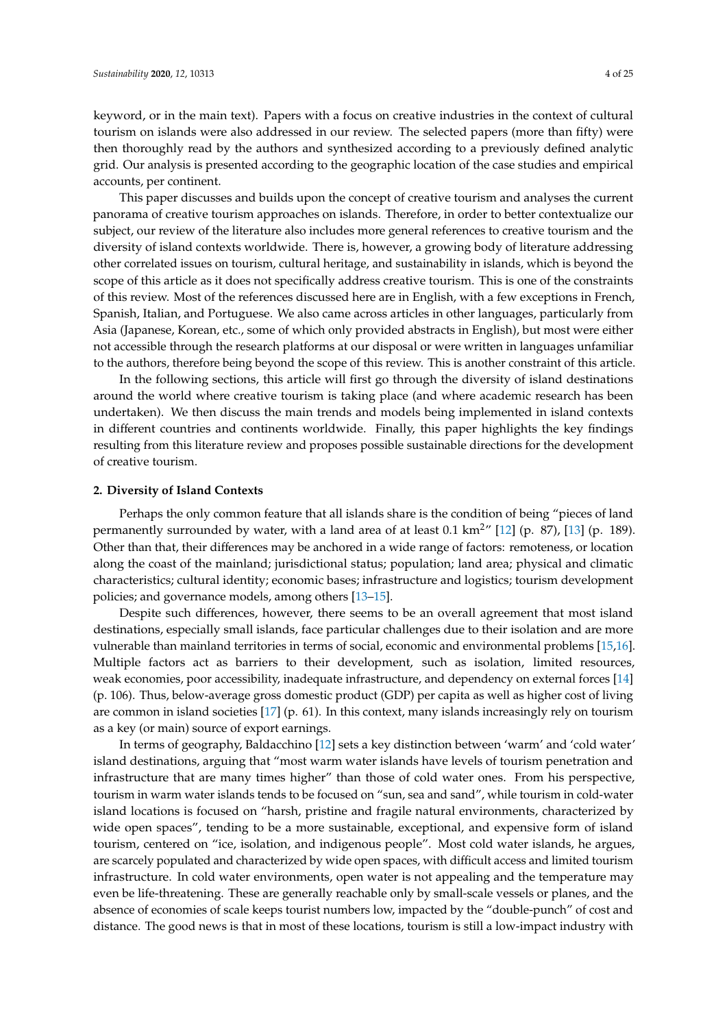keyword, or in the main text). Papers with a focus on creative industries in the context of cultural tourism on islands were also addressed in our review. The selected papers (more than fifty) were then thoroughly read by the authors and synthesized according to a previously defined analytic grid. Our analysis is presented according to the geographic location of the case studies and empirical accounts, per continent.

This paper discusses and builds upon the concept of creative tourism and analyses the current panorama of creative tourism approaches on islands. Therefore, in order to better contextualize our subject, our review of the literature also includes more general references to creative tourism and the diversity of island contexts worldwide. There is, however, a growing body of literature addressing other correlated issues on tourism, cultural heritage, and sustainability in islands, which is beyond the scope of this article as it does not specifically address creative tourism. This is one of the constraints of this review. Most of the references discussed here are in English, with a few exceptions in French, Spanish, Italian, and Portuguese. We also came across articles in other languages, particularly from Asia (Japanese, Korean, etc., some of which only provided abstracts in English), but most were either not accessible through the research platforms at our disposal or were written in languages unfamiliar to the authors, therefore being beyond the scope of this review. This is another constraint of this article.

In the following sections, this article will first go through the diversity of island destinations around the world where creative tourism is taking place (and where academic research has been undertaken). We then discuss the main trends and models being implemented in island contexts in different countries and continents worldwide. Finally, this paper highlights the key findings resulting from this literature review and proposes possible sustainable directions for the development of creative tourism.

## 2. Diversity of Island Contexts

Perhaps the only common feature that all islands share is the condition of being "pieces of land permanently surrounded by water, with a land area of at least 0.1 $km^2$" [12] (p. 87), [13] (p. 189). Other than that, their differences may be anchored in a wide range of factors: remoteness, or location along the coast of the mainland; jurisdictional status; population; land area; physical and climatic characteristics; cultural identity; economic bases; infrastructure and logistics; tourism development policies; and governance models, among others [13–15].

Despite such differences, however, there seems to be an overall agreement that most island destinations, especially small islands, face particular challenges due to their isolation and are more vulnerable than mainland territories in terms of social, economic and environmental problems [15,16]. Multiple factors act as barriers to their development, such as isolation, limited resources, weak economies, poor accessibility, inadequate infrastructure, and dependency on external forces [14] (p. 106). Thus, below-average gross domestic product (GDP) per capita as well as higher cost of living are common in island societies [17] (p. 61). In this context, many islands increasingly rely on tourism as a key (or main) source of export earnings.

In terms of geography, Baldacchino [12] sets a key distinction between 'warm' and 'cold water' island destinations, arguing that "most warm water islands have levels of tourism penetration and infrastructure that are many times higher" than those of cold water ones. From his perspective, tourism in warm water islands tends to be focused on "sun, sea and sand", while tourism in cold-water island locations is focused on "harsh, pristine and fragile natural environments, characterized by wide open spaces", tending to be a more sustainable, exceptional, and expensive form of island tourism, centered on "ice, isolation, and indigenous people". Most cold water islands, he argues, are scarcely populated and characterized by wide open spaces, with difficult access and limited tourism infrastructure. In cold water environments, open water is not appealing and the temperature may even be life-threatening. These are generally reachable only by small-scale vessels or planes, and the absence of economies of scale keeps tourist numbers low, impacted by the "double-punch" of cost and distance. The good news is that in most of these locations, tourism is still a low-impact industry with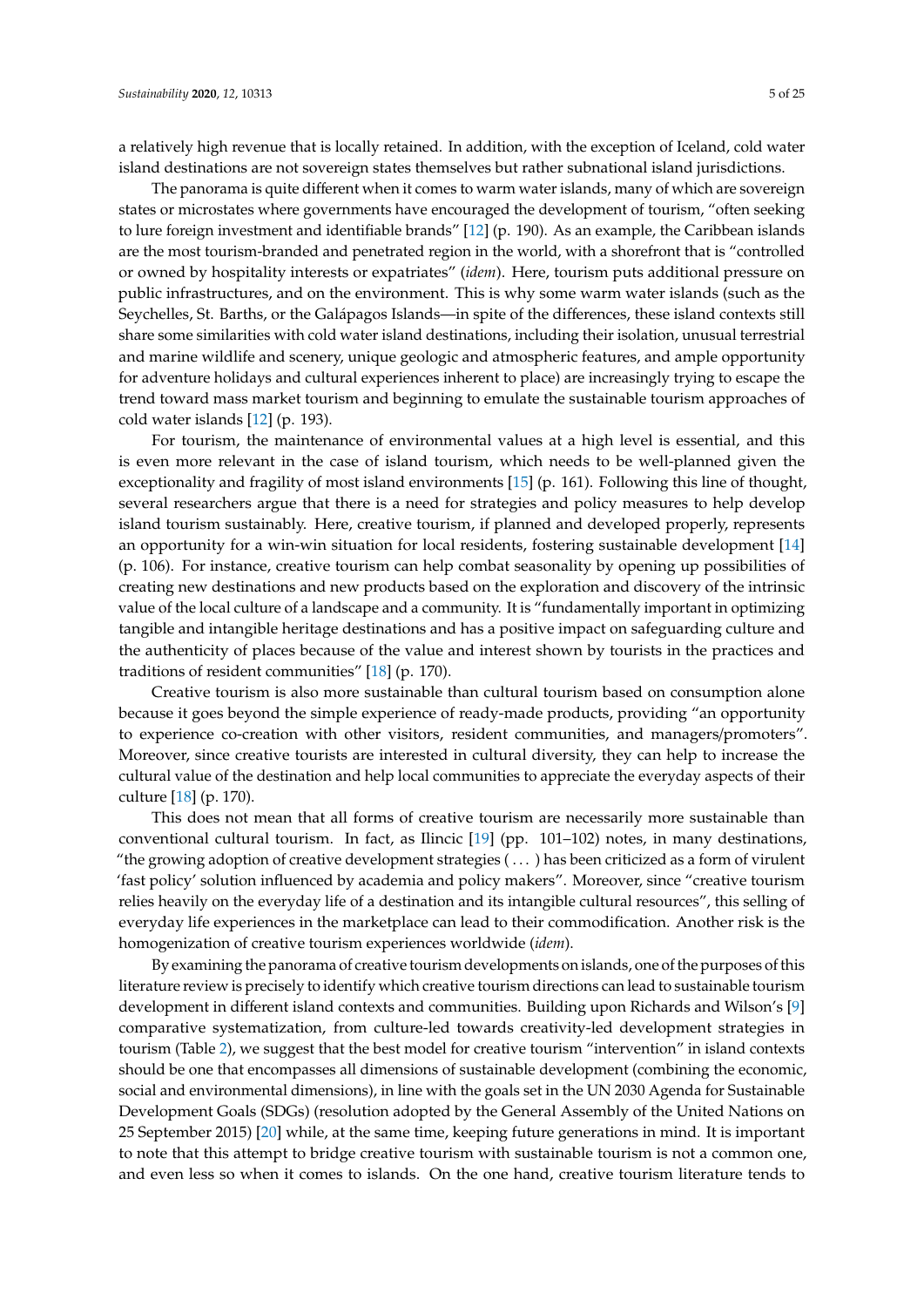a relatively high revenue that is locally retained. In addition, with the exception of Iceland, cold water island destinations are not sovereign states themselves but rather subnational island jurisdictions.

The panorama is quite different when it comes to warm water islands, many of which are sovereign states or microstates where governments have encouraged the development of tourism, "often seeking to lure foreign investment and identifiable brands" [12] (p. 190). As an example, the Caribbean islands are the most tourism-branded and penetrated region in the world, with a shorefront that is "controlled or owned by hospitality interests or expatriates" (*idem*). Here, tourism puts additional pressure on public infrastructures, and on the environment. This is why some warm water islands (such as the Seychelles, St. Barths, or the Galápagos Islands—in spite of the differences, these island contexts still share some similarities with cold water island destinations, including their isolation, unusual terrestrial and marine wildlife and scenery, unique geologic and atmospheric features, and ample opportunity for adventure holidays and cultural experiences inherent to place) are increasingly trying to escape the trend toward mass market tourism and beginning to emulate the sustainable tourism approaches of cold water islands [12] (p. 193).

For tourism, the maintenance of environmental values at a high level is essential, and this is even more relevant in the case of island tourism, which needs to be well-planned given the exceptionality and fragility of most island environments [15] (p. 161). Following this line of thought, several researchers argue that there is a need for strategies and policy measures to help develop island tourism sustainably. Here, creative tourism, if planned and developed properly, represents an opportunity for a win-win situation for local residents, fostering sustainable development [14] (p. 106). For instance, creative tourism can help combat seasonality by opening up possibilities of creating new destinations and new products based on the exploration and discovery of the intrinsic value of the local culture of a landscape and a community. It is "fundamentally important in optimizing tangible and intangible heritage destinations and has a positive impact on safeguarding culture and the authenticity of places because of the value and interest shown by tourists in the practices and traditions of resident communities" [18] (p. 170).

Creative tourism is also more sustainable than cultural tourism based on consumption alone because it goes beyond the simple experience of ready-made products, providing "an opportunity to experience co-creation with other visitors, resident communities, and managers/promoters". Moreover, since creative tourists are interested in cultural diversity, they can help to increase the cultural value of the destination and help local communities to appreciate the everyday aspects of their culture [18] (p. 170).

This does not mean that all forms of creative tourism are necessarily more sustainable than conventional cultural tourism. In fact, as Ilincic [19] (pp. 101–102) notes, in many destinations, "the growing adoption of creative development strategies ( . . . ) has been criticized as a form of virulent 'fast policy' solution influenced by academia and policy makers". Moreover, since "creative tourism relies heavily on the everyday life of a destination and its intangible cultural resources", this selling of everyday life experiences in the marketplace can lead to their commodification. Another risk is the homogenization of creative tourism experiences worldwide (*idem*).

By examining the panorama of creative tourism developments on islands, one of the purposes of this literature review is precisely to identify which creative tourism directions can lead to sustainable tourism development in different island contexts and communities. Building upon Richards and Wilson's [9] comparative systematization, from culture-led towards creativity-led development strategies in tourism (Table 2), we suggest that the best model for creative tourism "intervention" in island contexts should be one that encompasses all dimensions of sustainable development (combining the economic, social and environmental dimensions), in line with the goals set in the UN 2030 Agenda for Sustainable Development Goals (SDGs) (resolution adopted by the General Assembly of the United Nations on 25 September 2015) [20] while, at the same time, keeping future generations in mind. It is important to note that this attempt to bridge creative tourism with sustainable tourism is not a common one, and even less so when it comes to islands. On the one hand, creative tourism literature tends to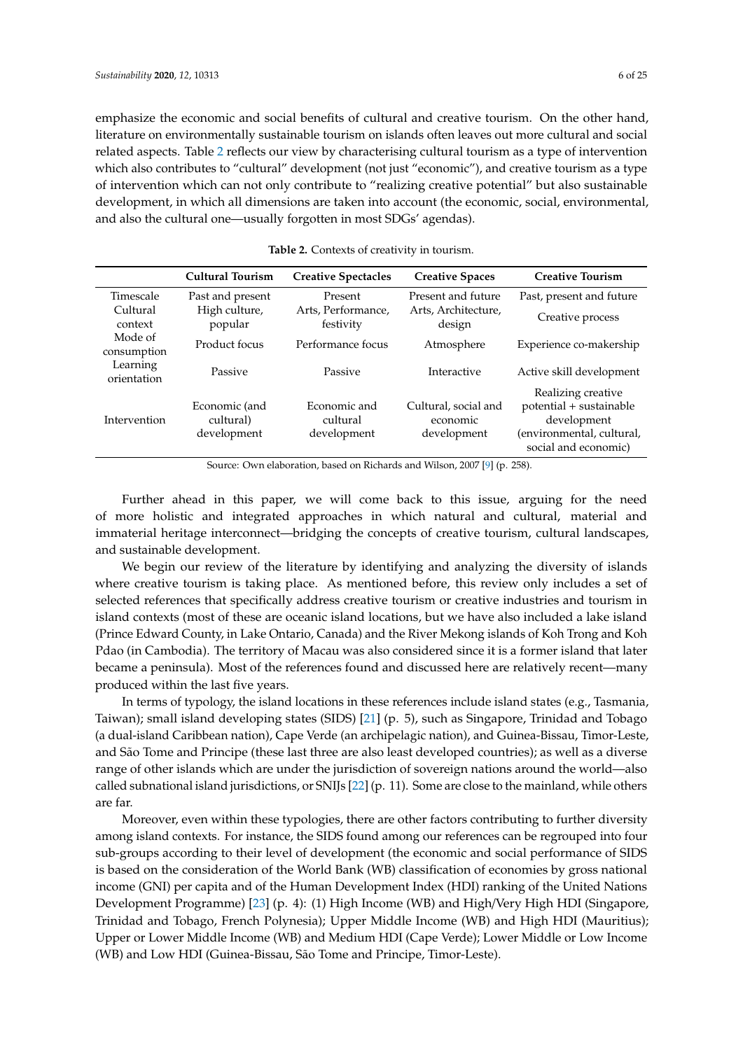emphasize the economic and social benefits of cultural and creative tourism. On the other hand, literature on environmentally sustainable tourism on islands often leaves out more cultural and social related aspects. Table 2 reflects our view by characterising cultural tourism as a type of intervention which also contributes to "cultural" development (not just "economic"), and creative tourism as a type of intervention which can not only contribute to "realizing creative potential" but also sustainable development, in which all dimensions are taken into account (the economic, social, environmental, and also the cultural one—usually forgotten in most SDGs' agendas).

**Table 2.** Contexts of creativity in tourism.

| | Cultural Tourism | Creative Spectacles | Creative Spaces | Creative Tourism |
|---|---|---|---|---|
| Timescale | Past and present | Present | Present and future | Past, present and future |
| Cultural context | High culture, popular | Arts, Performance, festivity | Arts, Architecture, design | Creative process |
| Mode of consumption | Product focus | Performance focus | Atmosphere | Experience co-makership |
| Learning orientation | Passive | Passive | Interactive | Active skill development |
| Intervention | Economic (and cultural) development | Economic and cultural development | Cultural, social and economic development | Realizing creative potential + sustainable development (environmental, cultural, social and economic) |

Source: Own elaboration, based on Richards and Wilson, 2007 [9] (p. 258).

Further ahead in this paper, we will come back to this issue, arguing for the need of more holistic and integrated approaches in which natural and cultural, material and immaterial heritage interconnect—bridging the concepts of creative tourism, cultural landscapes, and sustainable development.

We begin our review of the literature by identifying and analyzing the diversity of islands where creative tourism is taking place. As mentioned before, this review only includes a set of selected references that specifically address creative tourism or creative industries and tourism in island contexts (most of these are oceanic island locations, but we have also included a lake island (Prince Edward County, in Lake Ontario, Canada) and the River Mekong islands of Koh Trong and Koh Pdao (in Cambodia). The territory of Macau was also considered since it is a former island that later became a peninsula). Most of the references found and discussed here are relatively recent—many produced within the last five years.

In terms of typology, the island locations in these references include island states (e.g., Tasmania, Taiwan); small island developing states (SIDS) [21] (p. 5), such as Singapore, Trinidad and Tobago (a dual-island Caribbean nation), Cape Verde (an archipelagic nation), and Guinea-Bissau, Timor-Leste, and São Tome and Principe (these last three are also least developed countries); as well as a diverse range of other islands which are under the jurisdiction of sovereign nations around the world—also called subnational island jurisdictions, or SNIJs [22] (p. 11). Some are close to the mainland, while others are far.

Moreover, even within these typologies, there are other factors contributing to further diversity among island contexts. For instance, the SIDS found among our references can be regrouped into four sub-groups according to their level of development (the economic and social performance of SIDS is based on the consideration of the World Bank (WB) classification of economies by gross national income (GNI) per capita and of the Human Development Index (HDI) ranking of the United Nations Development Programme) [23] (p. 4): (1) High Income (WB) and High/Very High HDI (Singapore, Trinidad and Tobago, French Polynesia); Upper Middle Income (WB) and High HDI (Mauritius); Upper or Lower Middle Income (WB) and Medium HDI (Cape Verde); Lower Middle or Low Income (WB) and Low HDI (Guinea-Bissau, São Tome and Principe, Timor-Leste).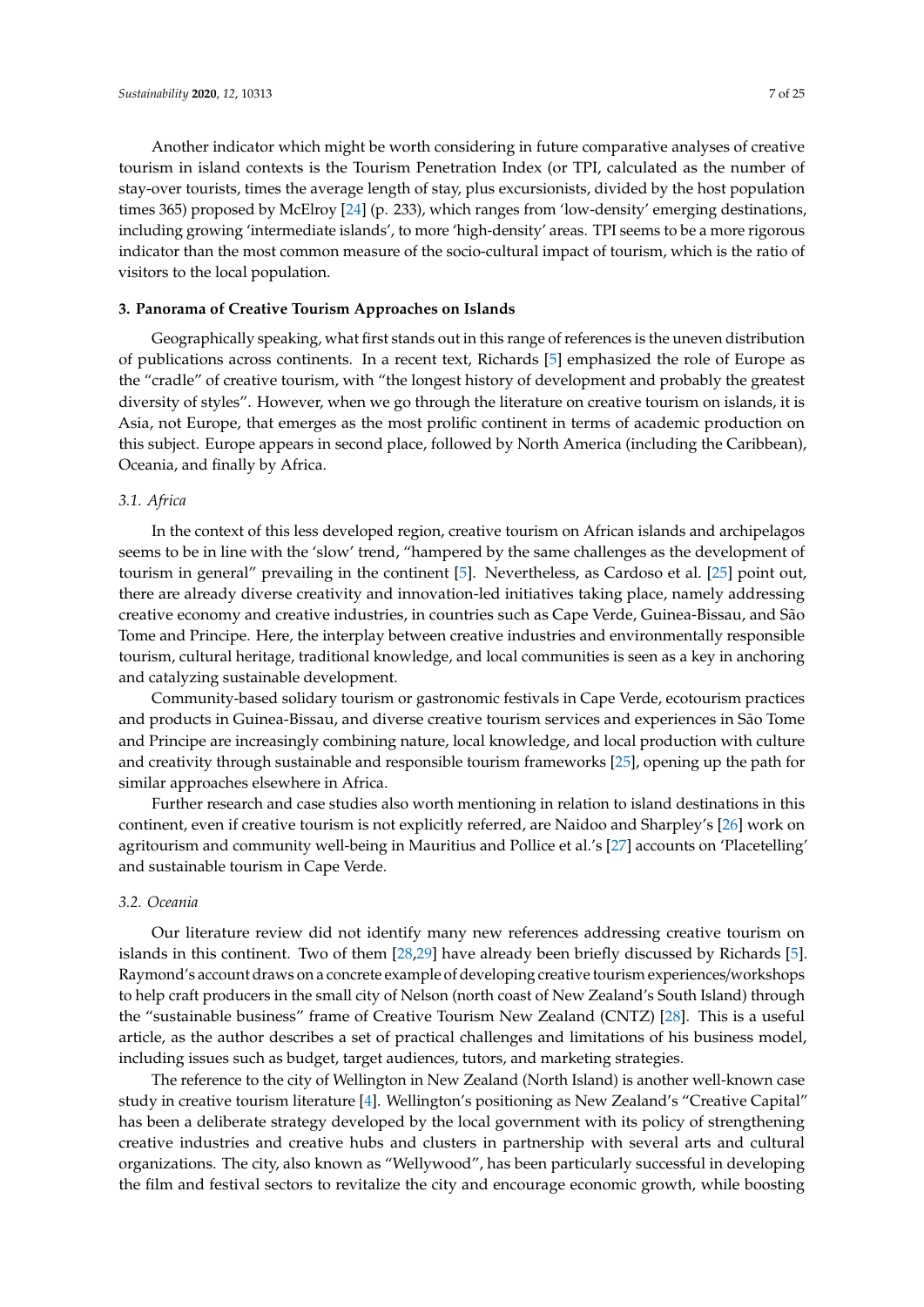Another indicator which might be worth considering in future comparative analyses of creative tourism in island contexts is the Tourism Penetration Index (or TPI, calculated as the number of stay-over tourists, times the average length of stay, plus excursionists, divided by the host population times 365) proposed by McElroy [24] (p. 233), which ranges from 'low-density' emerging destinations, including growing 'intermediate islands', to more 'high-density' areas. TPI seems to be a more rigorous indicator than the most common measure of the socio-cultural impact of tourism, which is the ratio of visitors to the local population.

## 3. Panorama of Creative Tourism Approaches on Islands

Geographically speaking, what first stands out in this range of references is the uneven distribution of publications across continents. In a recent text, Richards [5] emphasized the role of Europe as the "cradle" of creative tourism, with "the longest history of development and probably the greatest diversity of styles". However, when we go through the literature on creative tourism on islands, it is Asia, not Europe, that emerges as the most prolific continent in terms of academic production on this subject. Europe appears in second place, followed by North America (including the Caribbean), Oceania, and finally by Africa.

### 3.1. Africa

In the context of this less developed region, creative tourism on African islands and archipelagos seems to be in line with the 'slow' trend, "hampered by the same challenges as the development of tourism in general" prevailing in the continent [5]. Nevertheless, as Cardoso et al. [25] point out, there are already diverse creativity and innovation-led initiatives taking place, namely addressing creative economy and creative industries, in countries such as Cape Verde, Guinea-Bissau, and São Tome and Principe. Here, the interplay between creative industries and environmentally responsible tourism, cultural heritage, traditional knowledge, and local communities is seen as a key in anchoring and catalyzing sustainable development.

Community-based solidary tourism or gastronomic festivals in Cape Verde, ecotourism practices and products in Guinea-Bissau, and diverse creative tourism services and experiences in São Tome and Principe are increasingly combining nature, local knowledge, and local production with culture and creativity through sustainable and responsible tourism frameworks [25], opening up the path for similar approaches elsewhere in Africa.

Further research and case studies also worth mentioning in relation to island destinations in this continent, even if creative tourism is not explicitly referred, are Naidoo and Sharpley's [26] work on agritourism and community well-being in Mauritius and Pollice et al.'s [27] accounts on 'Placetelling' and sustainable tourism in Cape Verde.

### 3.2. Oceania

Our literature review did not identify many new references addressing creative tourism on islands in this continent. Two of them [28,29] have already been briefly discussed by Richards [5]. Raymond's account draws on a concrete example of developing creative tourism experiences/workshops to help craft producers in the small city of Nelson (north coast of New Zealand's South Island) through the "sustainable business" frame of Creative Tourism New Zealand (CNTZ) [28]. This is a useful article, as the author describes a set of practical challenges and limitations of his business model, including issues such as budget, target audiences, tutors, and marketing strategies.

The reference to the city of Wellington in New Zealand (North Island) is another well-known case study in creative tourism literature [4]. Wellington's positioning as New Zealand's "Creative Capital" has been a deliberate strategy developed by the local government with its policy of strengthening creative industries and creative hubs and clusters in partnership with several arts and cultural organizations. The city, also known as "Wellywood", has been particularly successful in developing the film and festival sectors to revitalize the city and encourage economic growth, while boosting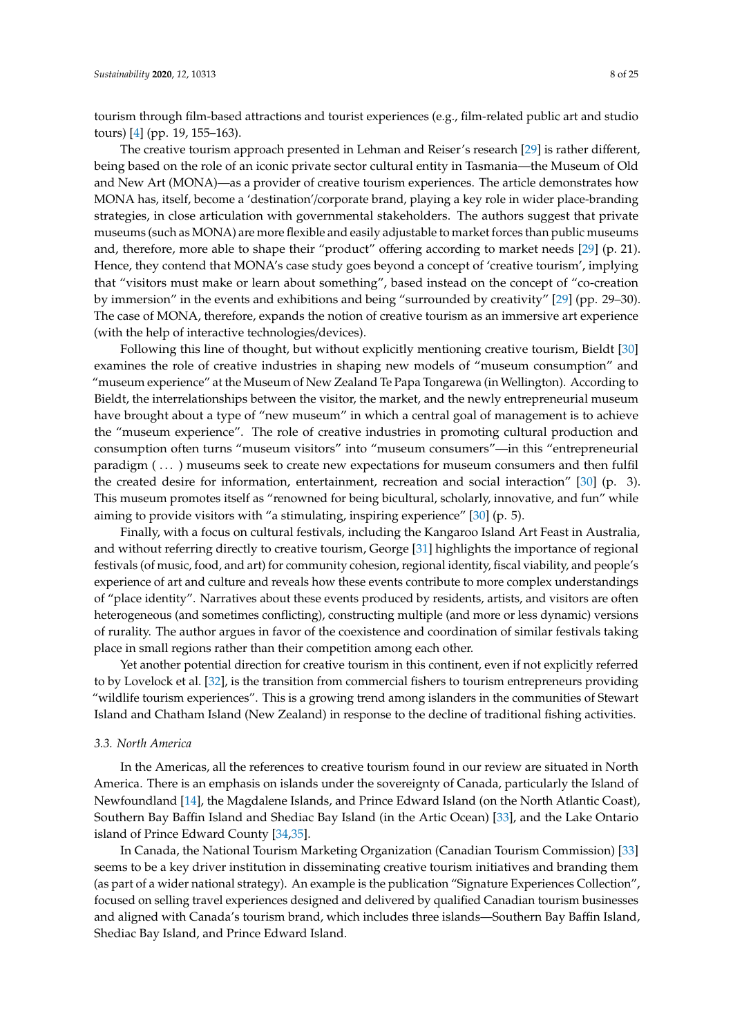tourism through film-based attractions and tourist experiences (e.g., film-related public art and studio tours) [4] (pp. 19, 155–163).

The creative tourism approach presented in Lehman and Reiser's research [29] is rather different, being based on the role of an iconic private sector cultural entity in Tasmania—the Museum of Old and New Art (MONA)—as a provider of creative tourism experiences. The article demonstrates how MONA has, itself, become a 'destination'/corporate brand, playing a key role in wider place-branding strategies, in close articulation with governmental stakeholders. The authors suggest that private museums (such as MONA) are more flexible and easily adjustable to market forces than public museums and, therefore, more able to shape their "product" offering according to market needs [29] (p. 21). Hence, they contend that MONA's case study goes beyond a concept of 'creative tourism', implying that "visitors must make or learn about something", based instead on the concept of "co-creation by immersion" in the events and exhibitions and being "surrounded by creativity" [29] (pp. 29–30). The case of MONA, therefore, expands the notion of creative tourism as an immersive art experience (with the help of interactive technologies/devices).

Following this line of thought, but without explicitly mentioning creative tourism, Bieldt [30] examines the role of creative industries in shaping new models of "museum consumption" and "museum experience" at the Museum of New Zealand Te Papa Tongarewa (in Wellington). According to Bieldt, the interrelationships between the visitor, the market, and the newly entrepreneurial museum have brought about a type of "new museum" in which a central goal of management is to achieve the "museum experience". The role of creative industries in promoting cultural production and consumption often turns "museum visitors" into "museum consumers"—in this "entrepreneurial paradigm ( ... ) museums seek to create new expectations for museum consumers and then fulfil the created desire for information, entertainment, recreation and social interaction" [30] (p. 3). This museum promotes itself as "renowned for being bicultural, scholarly, innovative, and fun" while aiming to provide visitors with "a stimulating, inspiring experience" [30] (p. 5).

Finally, with a focus on cultural festivals, including the Kangaroo Island Art Feast in Australia, and without referring directly to creative tourism, George [31] highlights the importance of regional festivals (of music, food, and art) for community cohesion, regional identity, fiscal viability, and people's experience of art and culture and reveals how these events contribute to more complex understandings of "place identity". Narratives about these events produced by residents, artists, and visitors are often heterogeneous (and sometimes conflicting), constructing multiple (and more or less dynamic) versions of rurality. The author argues in favor of the coexistence and coordination of similar festivals taking place in small regions rather than their competition among each other.

Yet another potential direction for creative tourism in this continent, even if not explicitly referred to by Lovelock et al. [32], is the transition from commercial fishers to tourism entrepreneurs providing "wildlife tourism experiences". This is a growing trend among islanders in the communities of Stewart Island and Chatham Island (New Zealand) in response to the decline of traditional fishing activities.

### 3.3. North America

In the Americas, all the references to creative tourism found in our review are situated in North America. There is an emphasis on islands under the sovereignty of Canada, particularly the Island of Newfoundland [14], the Magdalene Islands, and Prince Edward Island (on the North Atlantic Coast), Southern Bay Baffin Island and Shediac Bay Island (in the Artic Ocean) [33], and the Lake Ontario island of Prince Edward County [34,35].

In Canada, the National Tourism Marketing Organization (Canadian Tourism Commission) [33] seems to be a key driver institution in disseminating creative tourism initiatives and branding them (as part of a wider national strategy). An example is the publication "Signature Experiences Collection", focused on selling travel experiences designed and delivered by qualified Canadian tourism businesses and aligned with Canada's tourism brand, which includes three islands—Southern Bay Baffin Island, Shediac Bay Island, and Prince Edward Island.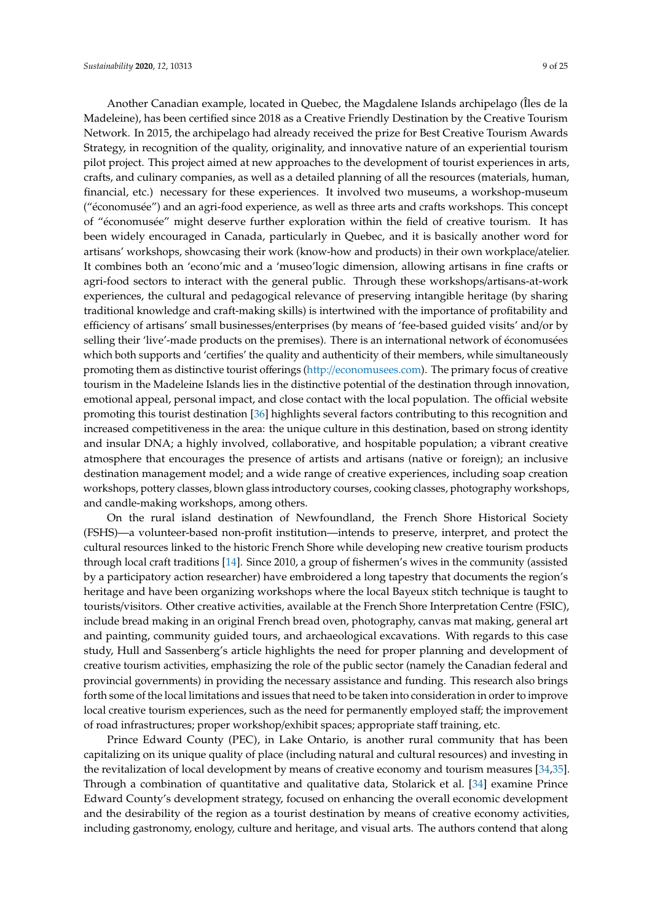Another Canadian example, located in Quebec, the Magdalene Islands archipelago (Îles de la Madeleine), has been certified since 2018 as a Creative Friendly Destination by the Creative Tourism Network. In 2015, the archipelago had already received the prize for Best Creative Tourism Awards Strategy, in recognition of the quality, originality, and innovative nature of an experiential tourism pilot project. This project aimed at new approaches to the development of tourist experiences in arts, crafts, and culinary companies, as well as a detailed planning of all the resources (materials, human, financial, etc.) necessary for these experiences. It involved two museums, a workshop-museum ("économusée") and an agri-food experience, as well as three arts and crafts workshops. This concept of "économusée" might deserve further exploration within the field of creative tourism. It has been widely encouraged in Canada, particularly in Quebec, and it is basically another word for artisans' workshops, showcasing their work (know-how and products) in their own workplace/atelier. It combines both an 'econo'mic and a 'museo'logic dimension, allowing artisans in fine crafts or agri-food sectors to interact with the general public. Through these workshops/artisans-at-work experiences, the cultural and pedagogical relevance of preserving intangible heritage (by sharing traditional knowledge and craft-making skills) is intertwined with the importance of profitability and efficiency of artisans' small businesses/enterprises (by means of 'fee-based guided visits' and/or by selling their 'live'-made products on the premises). There is an international network of économusées which both supports and 'certifies' the quality and authenticity of their members, while simultaneously promoting them as distinctive tourist offerings (http://economusees.com). The primary focus of creative tourism in the Madeleine Islands lies in the distinctive potential of the destination through innovation, emotional appeal, personal impact, and close contact with the local population. The official website promoting this tourist destination [36] highlights several factors contributing to this recognition and increased competitiveness in the area: the unique culture in this destination, based on strong identity and insular DNA; a highly involved, collaborative, and hospitable population; a vibrant creative atmosphere that encourages the presence of artists and artisans (native or foreign); an inclusive destination management model; and a wide range of creative experiences, including soap creation workshops, pottery classes, blown glass introductory courses, cooking classes, photography workshops, and candle-making workshops, among others.

On the rural island destination of Newfoundland, the French Shore Historical Society (FSHS)—a volunteer-based non-profit institution—intends to preserve, interpret, and protect the cultural resources linked to the historic French Shore while developing new creative tourism products through local craft traditions [14]. Since 2010, a group of fishermen's wives in the community (assisted by a participatory action researcher) have embroidered a long tapestry that documents the region's heritage and have been organizing workshops where the local Bayeux stitch technique is taught to tourists/visitors. Other creative activities, available at the French Shore Interpretation Centre (FSIC), include bread making in an original French bread oven, photography, canvas mat making, general art and painting, community guided tours, and archaeological excavations. With regards to this case study, Hull and Sassenberg's article highlights the need for proper planning and development of creative tourism activities, emphasizing the role of the public sector (namely the Canadian federal and provincial governments) in providing the necessary assistance and funding. This research also brings forth some of the local limitations and issues that need to be taken into consideration in order to improve local creative tourism experiences, such as the need for permanently employed staff; the improvement of road infrastructures; proper workshop/exhibit spaces; appropriate staff training, etc.

Prince Edward County (PEC), in Lake Ontario, is another rural community that has been capitalizing on its unique quality of place (including natural and cultural resources) and investing in the revitalization of local development by means of creative economy and tourism measures [34,35]. Through a combination of quantitative and qualitative data, Stolarick et al. [34] examine Prince Edward County's development strategy, focused on enhancing the overall economic development and the desirability of the region as a tourist destination by means of creative economy activities, including gastronomy, enology, culture and heritage, and visual arts. The authors contend that along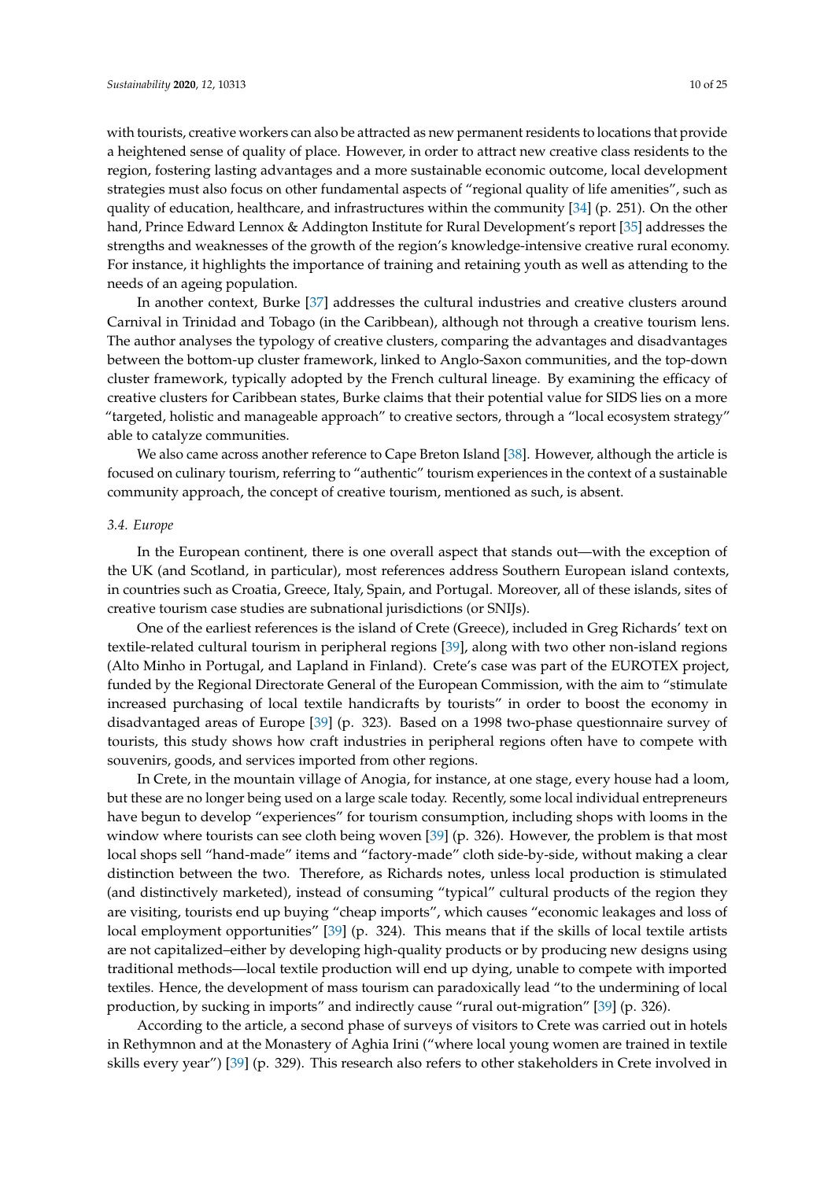with tourists, creative workers can also be attracted as new permanent residents to locations that provide a heightened sense of quality of place. However, in order to attract new creative class residents to the region, fostering lasting advantages and a more sustainable economic outcome, local development strategies must also focus on other fundamental aspects of "regional quality of life amenities", such as quality of education, healthcare, and infrastructures within the community [34] (p. 251). On the other hand, Prince Edward Lennox & Addington Institute for Rural Development's report [35] addresses the strengths and weaknesses of the growth of the region's knowledge-intensive creative rural economy. For instance, it highlights the importance of training and retaining youth as well as attending to the needs of an ageing population.

In another context, Burke [37] addresses the cultural industries and creative clusters around Carnival in Trinidad and Tobago (in the Caribbean), although not through a creative tourism lens. The author analyses the typology of creative clusters, comparing the advantages and disadvantages between the bottom-up cluster framework, linked to Anglo-Saxon communities, and the top-down cluster framework, typically adopted by the French cultural lineage. By examining the efficacy of creative clusters for Caribbean states, Burke claims that their potential value for SIDS lies on a more "targeted, holistic and manageable approach" to creative sectors, through a "local ecosystem strategy" able to catalyze communities.

We also came across another reference to Cape Breton Island [38]. However, although the article is focused on culinary tourism, referring to "authentic" tourism experiences in the context of a sustainable community approach, the concept of creative tourism, mentioned as such, is absent.

### *3.4. Europe*

In the European continent, there is one overall aspect that stands out—with the exception of the UK (and Scotland, in particular), most references address Southern European island contexts, in countries such as Croatia, Greece, Italy, Spain, and Portugal. Moreover, all of these islands, sites of creative tourism case studies are subnational jurisdictions (or SNIJs).

One of the earliest references is the island of Crete (Greece), included in Greg Richards' text on textile-related cultural tourism in peripheral regions [39], along with two other non-island regions (Alto Minho in Portugal, and Lapland in Finland). Crete's case was part of the EUROTEX project, funded by the Regional Directorate General of the European Commission, with the aim to "stimulate increased purchasing of local textile handicrafts by tourists" in order to boost the economy in disadvantaged areas of Europe [39] (p. 323). Based on a 1998 two-phase questionnaire survey of tourists, this study shows how craft industries in peripheral regions often have to compete with souvenirs, goods, and services imported from other regions.

In Crete, in the mountain village of Anogia, for instance, at one stage, every house had a loom, but these are no longer being used on a large scale today. Recently, some local individual entrepreneurs have begun to develop "experiences" for tourism consumption, including shops with looms in the window where tourists can see cloth being woven [39] (p. 326). However, the problem is that most local shops sell "hand-made" items and "factory-made" cloth side-by-side, without making a clear distinction between the two. Therefore, as Richards notes, unless local production is stimulated (and distinctively marketed), instead of consuming "typical" cultural products of the region they are visiting, tourists end up buying "cheap imports", which causes "economic leakages and loss of local employment opportunities" [39] (p. 324). This means that if the skills of local textile artists are not capitalized–either by developing high-quality products or by producing new designs using traditional methods—local textile production will end up dying, unable to compete with imported textiles. Hence, the development of mass tourism can paradoxically lead "to the undermining of local production, by sucking in imports" and indirectly cause "rural out-migration" [39] (p. 326).

According to the article, a second phase of surveys of visitors to Crete was carried out in hotels in Rethymnon and at the Monastery of Aghia Irini ("where local young women are trained in textile skills every year") [39] (p. 329). This research also refers to other stakeholders in Crete involved in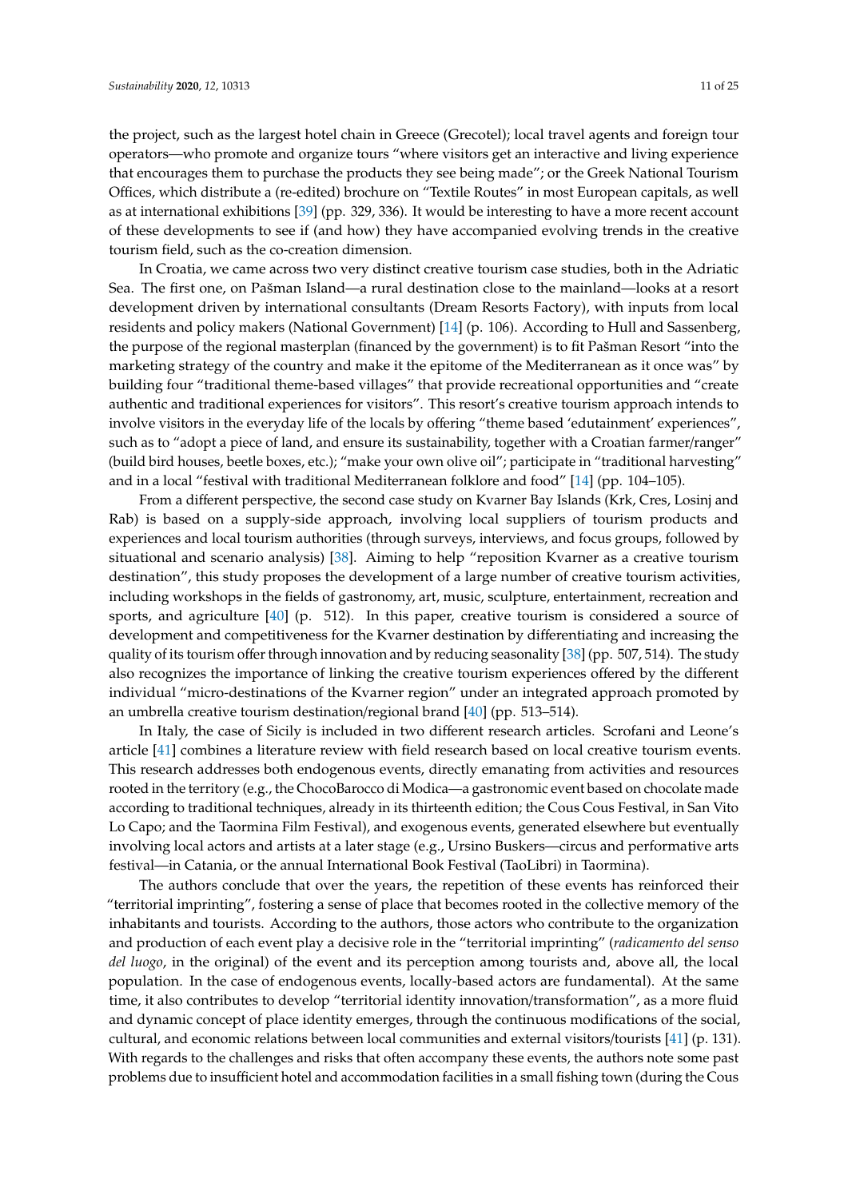the project, such as the largest hotel chain in Greece (Grecotel); local travel agents and foreign tour operators—who promote and organize tours "where visitors get an interactive and living experience that encourages them to purchase the products they see being made"; or the Greek National Tourism Offices, which distribute a (re-edited) brochure on "Textile Routes" in most European capitals, as well as at international exhibitions [39] (pp. 329, 336). It would be interesting to have a more recent account of these developments to see if (and how) they have accompanied evolving trends in the creative tourism field, such as the co-creation dimension.

In Croatia, we came across two very distinct creative tourism case studies, both in the Adriatic Sea. The first one, on Pašman Island—a rural destination close to the mainland—looks at a resort development driven by international consultants (Dream Resorts Factory), with inputs from local residents and policy makers (National Government) [14] (p. 106). According to Hull and Sassenberg, the purpose of the regional masterplan (financed by the government) is to fit Pašman Resort "into the marketing strategy of the country and make it the epitome of the Mediterranean as it once was" by building four "traditional theme-based villages" that provide recreational opportunities and "create authentic and traditional experiences for visitors". This resort's creative tourism approach intends to involve visitors in the everyday life of the locals by offering "theme based 'edutainment' experiences", such as to "adopt a piece of land, and ensure its sustainability, together with a Croatian farmer/ranger" (build bird houses, beetle boxes, etc.); "make your own olive oil"; participate in "traditional harvesting" and in a local "festival with traditional Mediterranean folklore and food" [14] (pp. 104–105).

From a different perspective, the second case study on Kvarner Bay Islands (Krk, Cres, Losinj and Rab) is based on a supply-side approach, involving local suppliers of tourism products and experiences and local tourism authorities (through surveys, interviews, and focus groups, followed by situational and scenario analysis) [38]. Aiming to help "reposition Kvarner as a creative tourism destination", this study proposes the development of a large number of creative tourism activities, including workshops in the fields of gastronomy, art, music, sculpture, entertainment, recreation and sports, and agriculture [40] (p. 512). In this paper, creative tourism is considered a source of development and competitiveness for the Kvarner destination by differentiating and increasing the quality of its tourism offer through innovation and by reducing seasonality [38] (pp. 507, 514). The study also recognizes the importance of linking the creative tourism experiences offered by the different individual "micro-destinations of the Kvarner region" under an integrated approach promoted by an umbrella creative tourism destination/regional brand [40] (pp. 513–514).

In Italy, the case of Sicily is included in two different research articles. Scrofani and Leone's article [41] combines a literature review with field research based on local creative tourism events. This research addresses both endogenous events, directly emanating from activities and resources rooted in the territory (e.g., the ChocoBarocco di Modica—a gastronomic event based on chocolate made according to traditional techniques, already in its thirteenth edition; the Cous Cous Festival, in San Vito Lo Capo; and the Taormina Film Festival), and exogenous events, generated elsewhere but eventually involving local actors and artists at a later stage (e.g., Ursino Buskers—circus and performative arts festival—in Catania, or the annual International Book Festival (TaoLibri) in Taormina).

The authors conclude that over the years, the repetition of these events has reinforced their "territorial imprinting", fostering a sense of place that becomes rooted in the collective memory of the inhabitants and tourists. According to the authors, those actors who contribute to the organization and production of each event play a decisive role in the "territorial imprinting" (*radicamento del senso del luogo*, in the original) of the event and its perception among tourists and, above all, the local population. In the case of endogenous events, locally-based actors are fundamental). At the same time, it also contributes to develop "territorial identity innovation/transformation", as a more fluid and dynamic concept of place identity emerges, through the continuous modifications of the social, cultural, and economic relations between local communities and external visitors/tourists [41] (p. 131). With regards to the challenges and risks that often accompany these events, the authors note some past problems due to insufficient hotel and accommodation facilities in a small fishing town (during the Cous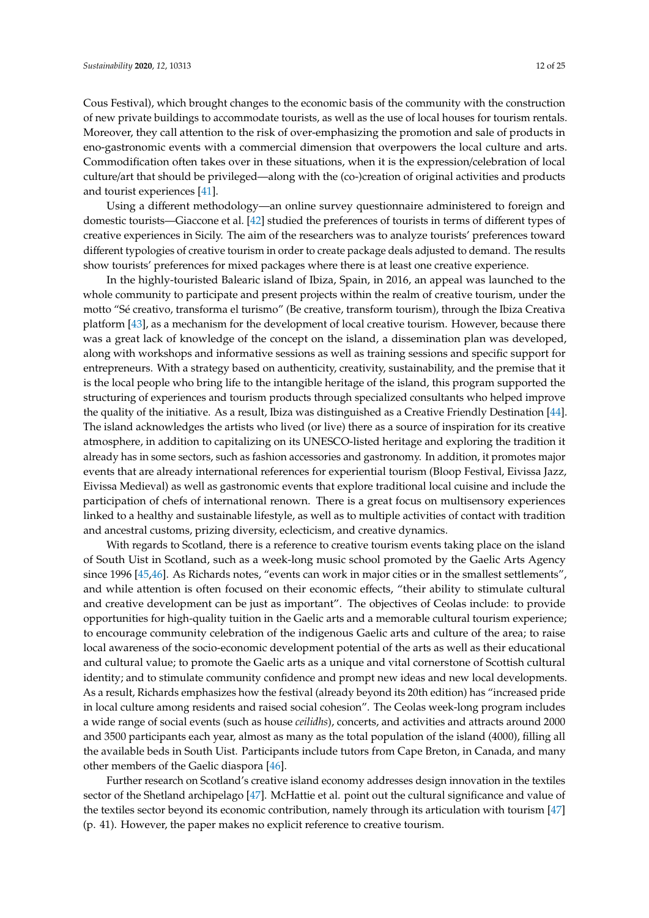Cous Festival), which brought changes to the economic basis of the community with the construction of new private buildings to accommodate tourists, as well as the use of local houses for tourism rentals. Moreover, they call attention to the risk of over-emphasizing the promotion and sale of products in eno-gastronomic events with a commercial dimension that overpowers the local culture and arts. Commodification often takes over in these situations, when it is the expression/celebration of local culture/art that should be privileged—along with the (co-)creation of original activities and products and tourist experiences [41].

Using a different methodology—an online survey questionnaire administered to foreign and domestic tourists—Giaccone et al. [42] studied the preferences of tourists in terms of different types of creative experiences in Sicily. The aim of the researchers was to analyze tourists' preferences toward different typologies of creative tourism in order to create package deals adjusted to demand. The results show tourists' preferences for mixed packages where there is at least one creative experience.

In the highly-touristed Balearic island of Ibiza, Spain, in 2016, an appeal was launched to the whole community to participate and present projects within the realm of creative tourism, under the motto "Sé creativo, transforma el turismo" (Be creative, transform tourism), through the Ibiza Creativa platform [43], as a mechanism for the development of local creative tourism. However, because there was a great lack of knowledge of the concept on the island, a dissemination plan was developed, along with workshops and informative sessions as well as training sessions and specific support for entrepreneurs. With a strategy based on authenticity, creativity, sustainability, and the premise that it is the local people who bring life to the intangible heritage of the island, this program supported the structuring of experiences and tourism products through specialized consultants who helped improve the quality of the initiative. As a result, Ibiza was distinguished as a Creative Friendly Destination [44]. The island acknowledges the artists who lived (or live) there as a source of inspiration for its creative atmosphere, in addition to capitalizing on its UNESCO-listed heritage and exploring the tradition it already has in some sectors, such as fashion accessories and gastronomy. In addition, it promotes major events that are already international references for experiential tourism (Bloop Festival, Eivissa Jazz, Eivissa Medieval) as well as gastronomic events that explore traditional local cuisine and include the participation of chefs of international renown. There is a great focus on multisensory experiences linked to a healthy and sustainable lifestyle, as well as to multiple activities of contact with tradition and ancestral customs, prizing diversity, eclecticism, and creative dynamics.

With regards to Scotland, there is a reference to creative tourism events taking place on the island of South Uist in Scotland, such as a week-long music school promoted by the Gaelic Arts Agency since 1996 [45,46]. As Richards notes, "events can work in major cities or in the smallest settlements", and while attention is often focused on their economic effects, "their ability to stimulate cultural and creative development can be just as important". The objectives of Ceolas include: to provide opportunities for high-quality tuition in the Gaelic arts and a memorable cultural tourism experience; to encourage community celebration of the indigenous Gaelic arts and culture of the area; to raise local awareness of the socio-economic development potential of the arts as well as their educational and cultural value; to promote the Gaelic arts as a unique and vital cornerstone of Scottish cultural identity; and to stimulate community confidence and prompt new ideas and new local developments. As a result, Richards emphasizes how the festival (already beyond its 20th edition) has "increased pride in local culture among residents and raised social cohesion". The Ceolas week-long program includes a wide range of social events (such as house *ceilidhs*), concerts, and activities and attracts around 2000 and 3500 participants each year, almost as many as the total population of the island (4000), filling all the available beds in South Uist. Participants include tutors from Cape Breton, in Canada, and many other members of the Gaelic diaspora [46].

Further research on Scotland's creative island economy addresses design innovation in the textiles sector of the Shetland archipelago [47]. McHattie et al. point out the cultural significance and value of the textiles sector beyond its economic contribution, namely through its articulation with tourism [47] (p. 41). However, the paper makes no explicit reference to creative tourism.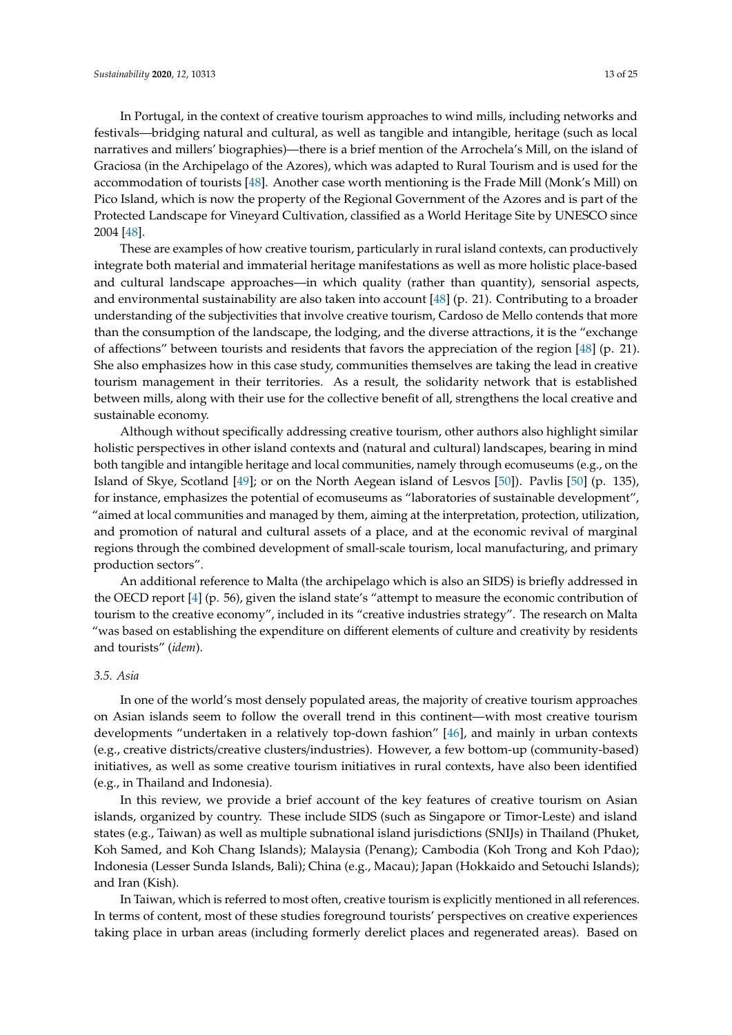In Portugal, in the context of creative tourism approaches to wind mills, including networks and festivals—bridging natural and cultural, as well as tangible and intangible, heritage (such as local narratives and millers' biographies)—there is a brief mention of the Arrochela's Mill, on the island of Graciosa (in the Archipelago of the Azores), which was adapted to Rural Tourism and is used for the accommodation of tourists [48]. Another case worth mentioning is the Frade Mill (Monk's Mill) on Pico Island, which is now the property of the Regional Government of the Azores and is part of the Protected Landscape for Vineyard Cultivation, classified as a World Heritage Site by UNESCO since 2004 [48].

These are examples of how creative tourism, particularly in rural island contexts, can productively integrate both material and immaterial heritage manifestations as well as more holistic place-based and cultural landscape approaches—in which quality (rather than quantity), sensorial aspects, and environmental sustainability are also taken into account [48] (p. 21). Contributing to a broader understanding of the subjectivities that involve creative tourism, Cardoso de Mello contends that more than the consumption of the landscape, the lodging, and the diverse attractions, it is the "exchange of affections" between tourists and residents that favors the appreciation of the region [48] (p. 21). She also emphasizes how in this case study, communities themselves are taking the lead in creative tourism management in their territories. As a result, the solidarity network that is established between mills, along with their use for the collective benefit of all, strengthens the local creative and sustainable economy.

Although without specifically addressing creative tourism, other authors also highlight similar holistic perspectives in other island contexts and (natural and cultural) landscapes, bearing in mind both tangible and intangible heritage and local communities, namely through ecomuseums (e.g., on the Island of Skye, Scotland [49]; or on the North Aegean island of Lesvos [50]). Pavlis [50] (p. 135), for instance, emphasizes the potential of ecomuseums as "laboratories of sustainable development", "aimed at local communities and managed by them, aiming at the interpretation, protection, utilization, and promotion of natural and cultural assets of a place, and at the economic revival of marginal regions through the combined development of small-scale tourism, local manufacturing, and primary production sectors".

An additional reference to Malta (the archipelago which is also an SIDS) is briefly addressed in the OECD report [4] (p. 56), given the island state's "attempt to measure the economic contribution of tourism to the creative economy", included in its "creative industries strategy". The research on Malta "was based on establishing the expenditure on different elements of culture and creativity by residents and tourists" (*idem*).

### *3.5. Asia*

In one of the world's most densely populated areas, the majority of creative tourism approaches on Asian islands seem to follow the overall trend in this continent—with most creative tourism developments "undertaken in a relatively top-down fashion" [46], and mainly in urban contexts (e.g., creative districts/creative clusters/industries). However, a few bottom-up (community-based) initiatives, as well as some creative tourism initiatives in rural contexts, have also been identified (e.g., in Thailand and Indonesia).

In this review, we provide a brief account of the key features of creative tourism on Asian islands, organized by country. These include SIDS (such as Singapore or Timor-Leste) and island states (e.g., Taiwan) as well as multiple subnational island jurisdictions (SNIJs) in Thailand (Phuket, Koh Samed, and Koh Chang Islands); Malaysia (Penang); Cambodia (Koh Trong and Koh Pdao); Indonesia (Lesser Sunda Islands, Bali); China (e.g., Macau); Japan (Hokkaido and Setouchi Islands); and Iran (Kish).

In Taiwan, which is referred to most often, creative tourism is explicitly mentioned in all references. In terms of content, most of these studies foreground tourists' perspectives on creative experiences taking place in urban areas (including formerly derelict places and regenerated areas). Based on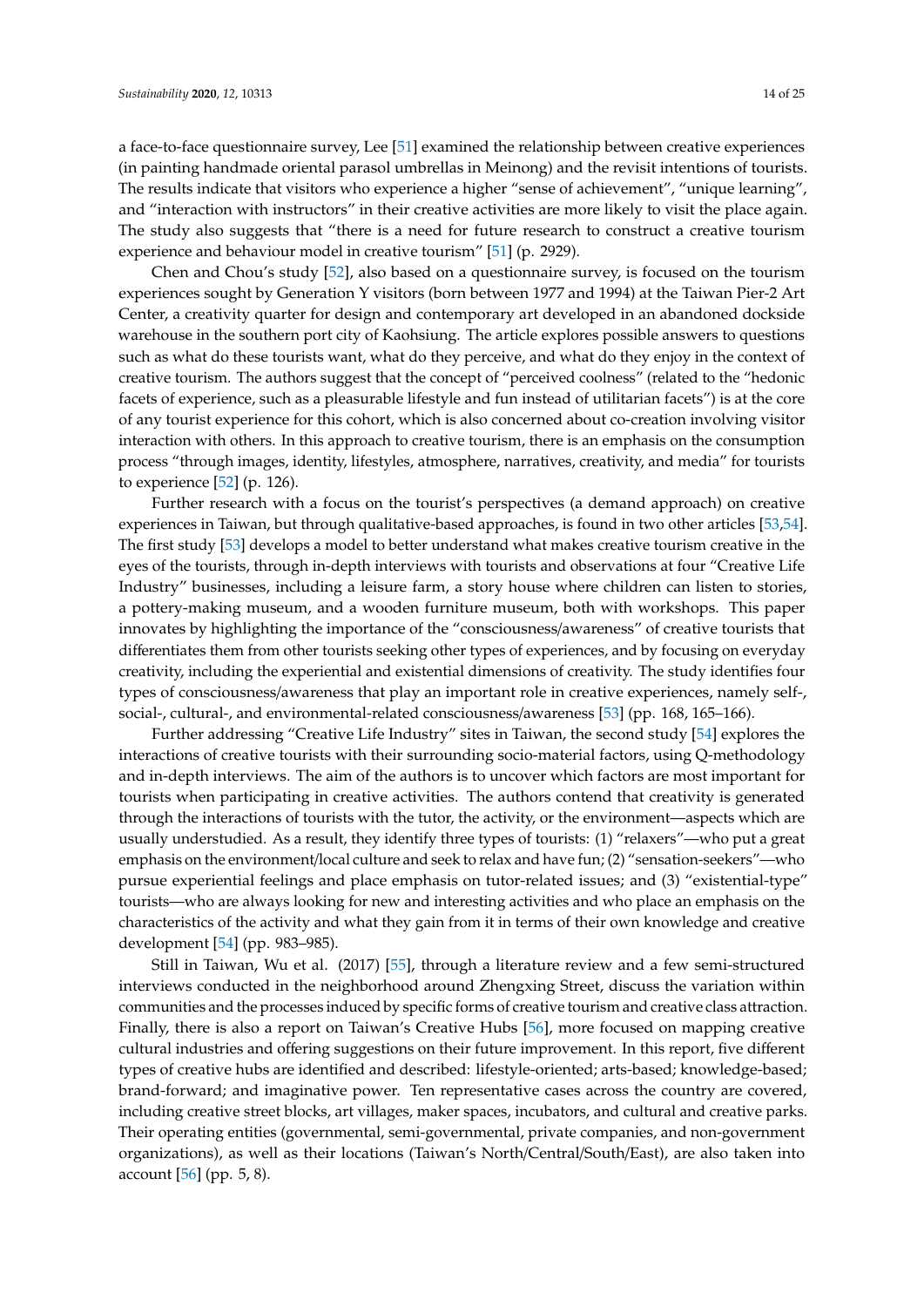a face-to-face questionnaire survey, Lee [51] examined the relationship between creative experiences (in painting handmade oriental parasol umbrellas in Meinong) and the revisit intentions of tourists. The results indicate that visitors who experience a higher "sense of achievement", "unique learning", and "interaction with instructors" in their creative activities are more likely to visit the place again. The study also suggests that "there is a need for future research to construct a creative tourism experience and behaviour model in creative tourism" [51] (p. 2929).

Chen and Chou's study [52], also based on a questionnaire survey, is focused on the tourism experiences sought by Generation Y visitors (born between 1977 and 1994) at the Taiwan Pier-2 Art Center, a creativity quarter for design and contemporary art developed in an abandoned dockside warehouse in the southern port city of Kaohsiung. The article explores possible answers to questions such as what do these tourists want, what do they perceive, and what do they enjoy in the context of creative tourism. The authors suggest that the concept of "perceived coolness" (related to the "hedonic facets of experience, such as a pleasurable lifestyle and fun instead of utilitarian facets") is at the core of any tourist experience for this cohort, which is also concerned about co-creation involving visitor interaction with others. In this approach to creative tourism, there is an emphasis on the consumption process "through images, identity, lifestyles, atmosphere, narratives, creativity, and media" for tourists to experience [52] (p. 126).

Further research with a focus on the tourist's perspectives (a demand approach) on creative experiences in Taiwan, but through qualitative-based approaches, is found in two other articles [53,54]. The first study [53] develops a model to better understand what makes creative tourism creative in the eyes of the tourists, through in-depth interviews with tourists and observations at four "Creative Life Industry" businesses, including a leisure farm, a story house where children can listen to stories, a pottery-making museum, and a wooden furniture museum, both with workshops. This paper innovates by highlighting the importance of the "consciousness/awareness" of creative tourists that differentiates them from other tourists seeking other types of experiences, and by focusing on everyday creativity, including the experiential and existential dimensions of creativity. The study identifies four types of consciousness/awareness that play an important role in creative experiences, namely self-, social-, cultural-, and environmental-related consciousness/awareness [53] (pp. 168, 165–166).

Further addressing "Creative Life Industry" sites in Taiwan, the second study [54] explores the interactions of creative tourists with their surrounding socio-material factors, using Q-methodology and in-depth interviews. The aim of the authors is to uncover which factors are most important for tourists when participating in creative activities. The authors contend that creativity is generated through the interactions of tourists with the tutor, the activity, or the environment—aspects which are usually understudied. As a result, they identify three types of tourists: (1) "relaxers"—who put a great emphasis on the environment/local culture and seek to relax and have fun; (2) "sensation-seekers"—who pursue experiential feelings and place emphasis on tutor-related issues; and (3) "existential-type" tourists—who are always looking for new and interesting activities and who place an emphasis on the characteristics of the activity and what they gain from it in terms of their own knowledge and creative development [54] (pp. 983–985).

Still in Taiwan, Wu et al. (2017) [55], through a literature review and a few semi-structured interviews conducted in the neighborhood around Zhengxing Street, discuss the variation within communities and the processes induced by specific forms of creative tourism and creative class attraction. Finally, there is also a report on Taiwan's Creative Hubs [56], more focused on mapping creative cultural industries and offering suggestions on their future improvement. In this report, five different types of creative hubs are identified and described: lifestyle-oriented; arts-based; knowledge-based; brand-forward; and imaginative power. Ten representative cases across the country are covered, including creative street blocks, art villages, maker spaces, incubators, and cultural and creative parks. Their operating entities (governmental, semi-governmental, private companies, and non-government organizations), as well as their locations (Taiwan's North/Central/South/East), are also taken into account [56] (pp. 5, 8).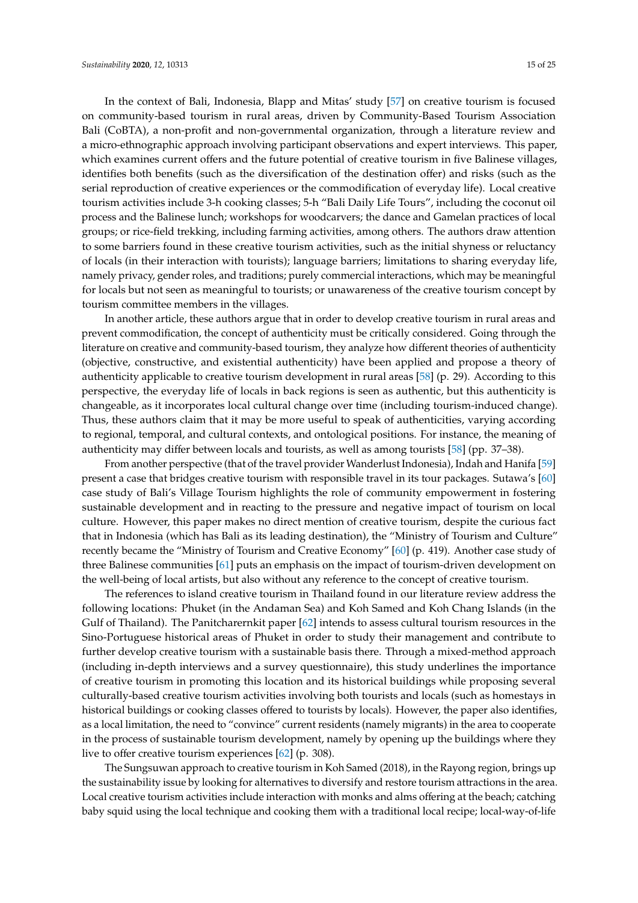In the context of Bali, Indonesia, Blapp and Mitas' study [57] on creative tourism is focused on community-based tourism in rural areas, driven by Community-Based Tourism Association Bali (CoBTA), a non-profit and non-governmental organization, through a literature review and a micro-ethnographic approach involving participant observations and expert interviews. This paper, which examines current offers and the future potential of creative tourism in five Balinese villages, identifies both benefits (such as the diversification of the destination offer) and risks (such as the serial reproduction of creative experiences or the commodification of everyday life). Local creative tourism activities include 3-h cooking classes; 5-h "Bali Daily Life Tours", including the coconut oil process and the Balinese lunch; workshops for woodcarvers; the dance and Gamelan practices of local groups; or rice-field trekking, including farming activities, among others. The authors draw attention to some barriers found in these creative tourism activities, such as the initial shyness or reluctancy of locals (in their interaction with tourists); language barriers; limitations to sharing everyday life, namely privacy, gender roles, and traditions; purely commercial interactions, which may be meaningful for locals but not seen as meaningful to tourists; or unawareness of the creative tourism concept by tourism committee members in the villages.

In another article, these authors argue that in order to develop creative tourism in rural areas and prevent commodification, the concept of authenticity must be critically considered. Going through the literature on creative and community-based tourism, they analyze how different theories of authenticity (objective, constructive, and existential authenticity) have been applied and propose a theory of authenticity applicable to creative tourism development in rural areas [58] (p. 29). According to this perspective, the everyday life of locals in back regions is seen as authentic, but this authenticity is changeable, as it incorporates local cultural change over time (including tourism-induced change). Thus, these authors claim that it may be more useful to speak of authenticities, varying according to regional, temporal, and cultural contexts, and ontological positions. For instance, the meaning of authenticity may differ between locals and tourists, as well as among tourists [58] (pp. 37–38).

From another perspective (that of the travel provider Wanderlust Indonesia), Indah and Hanifa [59] present a case that bridges creative tourism with responsible travel in its tour packages. Sutawa's [60] case study of Bali's Village Tourism highlights the role of community empowerment in fostering sustainable development and in reacting to the pressure and negative impact of tourism on local culture. However, this paper makes no direct mention of creative tourism, despite the curious fact that in Indonesia (which has Bali as its leading destination), the "Ministry of Tourism and Culture" recently became the "Ministry of Tourism and Creative Economy" [60] (p. 419). Another case study of three Balinese communities [61] puts an emphasis on the impact of tourism-driven development on the well-being of local artists, but also without any reference to the concept of creative tourism.

The references to island creative tourism in Thailand found in our literature review address the following locations: Phuket (in the Andaman Sea) and Koh Samed and Koh Chang Islands (in the Gulf of Thailand). The Panitcharernkit paper [62] intends to assess cultural tourism resources in the Sino-Portuguese historical areas of Phuket in order to study their management and contribute to further develop creative tourism with a sustainable basis there. Through a mixed-method approach (including in-depth interviews and a survey questionnaire), this study underlines the importance of creative tourism in promoting this location and its historical buildings while proposing several culturally-based creative tourism activities involving both tourists and locals (such as homestays in historical buildings or cooking classes offered to tourists by locals). However, the paper also identifies, as a local limitation, the need to "convince" current residents (namely migrants) in the area to cooperate in the process of sustainable tourism development, namely by opening up the buildings where they live to offer creative tourism experiences [62] (p. 308).

The Sungsuwan approach to creative tourism in Koh Samed (2018), in the Rayong region, brings up the sustainability issue by looking for alternatives to diversify and restore tourism attractions in the area. Local creative tourism activities include interaction with monks and alms offering at the beach; catching baby squid using the local technique and cooking them with a traditional local recipe; local-way-of-life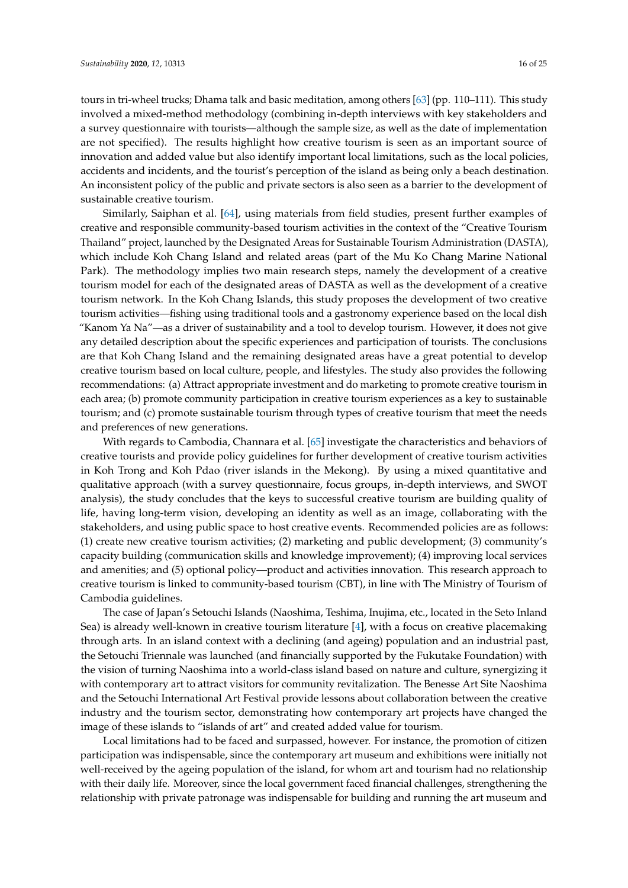tours in tri-wheel trucks; Dhama talk and basic meditation, among others [63] (pp. 110–111). This study involved a mixed-method methodology (combining in-depth interviews with key stakeholders and a survey questionnaire with tourists—although the sample size, as well as the date of implementation are not specified). The results highlight how creative tourism is seen as an important source of innovation and added value but also identify important local limitations, such as the local policies, accidents and incidents, and the tourist's perception of the island as being only a beach destination. An inconsistent policy of the public and private sectors is also seen as a barrier to the development of sustainable creative tourism.

Similarly, Saiphan et al. [64], using materials from field studies, present further examples of creative and responsible community-based tourism activities in the context of the "Creative Tourism Thailand" project, launched by the Designated Areas for Sustainable Tourism Administration (DASTA), which include Koh Chang Island and related areas (part of the Mu Ko Chang Marine National Park). The methodology implies two main research steps, namely the development of a creative tourism model for each of the designated areas of DASTA as well as the development of a creative tourism network. In the Koh Chang Islands, this study proposes the development of two creative tourism activities—fishing using traditional tools and a gastronomy experience based on the local dish "Kanom Ya Na"—as a driver of sustainability and a tool to develop tourism. However, it does not give any detailed description about the specific experiences and participation of tourists. The conclusions are that Koh Chang Island and the remaining designated areas have a great potential to develop creative tourism based on local culture, people, and lifestyles. The study also provides the following recommendations: (a) Attract appropriate investment and do marketing to promote creative tourism in each area; (b) promote community participation in creative tourism experiences as a key to sustainable tourism; and (c) promote sustainable tourism through types of creative tourism that meet the needs and preferences of new generations.

With regards to Cambodia, Channara et al. [65] investigate the characteristics and behaviors of creative tourists and provide policy guidelines for further development of creative tourism activities in Koh Trong and Koh Pdao (river islands in the Mekong). By using a mixed quantitative and qualitative approach (with a survey questionnaire, focus groups, in-depth interviews, and SWOT analysis), the study concludes that the keys to successful creative tourism are building quality of life, having long-term vision, developing an identity as well as an image, collaborating with the stakeholders, and using public space to host creative events. Recommended policies are as follows: (1) create new creative tourism activities; (2) marketing and public development; (3) community's capacity building (communication skills and knowledge improvement); (4) improving local services and amenities; and (5) optional policy—product and activities innovation. This research approach to creative tourism is linked to community-based tourism (CBT), in line with The Ministry of Tourism of Cambodia guidelines.

The case of Japan's Setouchi Islands (Naoshima, Teshima, Inujima, etc., located in the Seto Inland Sea) is already well-known in creative tourism literature [4], with a focus on creative placemaking through arts. In an island context with a declining (and ageing) population and an industrial past, the Setouchi Triennale was launched (and financially supported by the Fukutake Foundation) with the vision of turning Naoshima into a world-class island based on nature and culture, synergizing it with contemporary art to attract visitors for community revitalization. The Benesse Art Site Naoshima and the Setouchi International Art Festival provide lessons about collaboration between the creative industry and the tourism sector, demonstrating how contemporary art projects have changed the image of these islands to "islands of art" and created added value for tourism.

Local limitations had to be faced and surpassed, however. For instance, the promotion of citizen participation was indispensable, since the contemporary art museum and exhibitions were initially not well-received by the ageing population of the island, for whom art and tourism had no relationship with their daily life. Moreover, since the local government faced financial challenges, strengthening the relationship with private patronage was indispensable for building and running the art museum and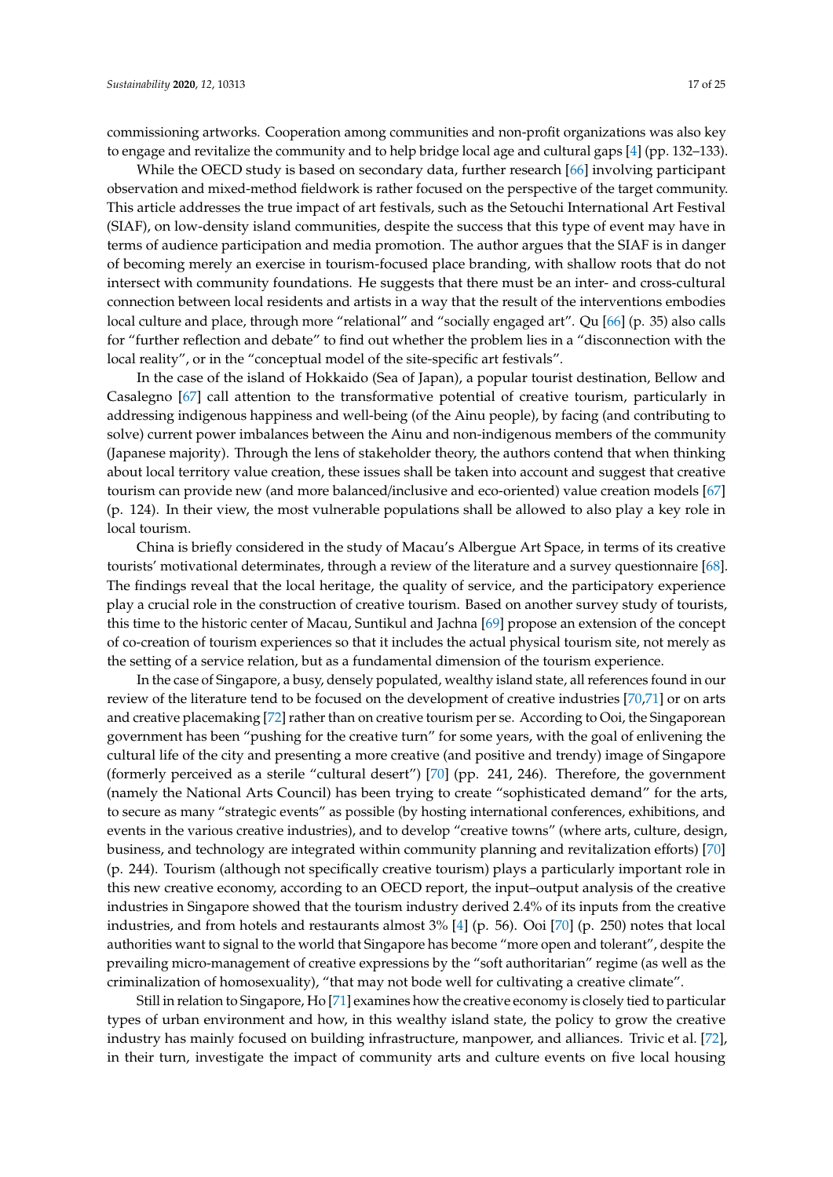commissioning artworks. Cooperation among communities and non-profit organizations was also key to engage and revitalize the community and to help bridge local age and cultural gaps [4] (pp. 132–133).

While the OECD study is based on secondary data, further research [66] involving participant observation and mixed-method fieldwork is rather focused on the perspective of the target community. This article addresses the true impact of art festivals, such as the Setouchi International Art Festival (SIAF), on low-density island communities, despite the success that this type of event may have in terms of audience participation and media promotion. The author argues that the SIAF is in danger of becoming merely an exercise in tourism-focused place branding, with shallow roots that do not intersect with community foundations. He suggests that there must be an inter- and cross-cultural connection between local residents and artists in a way that the result of the interventions embodies local culture and place, through more "relational" and "socially engaged art". Qu [66] (p. 35) also calls for "further reflection and debate" to find out whether the problem lies in a "disconnection with the local reality", or in the "conceptual model of the site-specific art festivals".

In the case of the island of Hokkaido (Sea of Japan), a popular tourist destination, Bellow and Casalegno [67] call attention to the transformative potential of creative tourism, particularly in addressing indigenous happiness and well-being (of the Ainu people), by facing (and contributing to solve) current power imbalances between the Ainu and non-indigenous members of the community (Japanese majority). Through the lens of stakeholder theory, the authors contend that when thinking about local territory value creation, these issues shall be taken into account and suggest that creative tourism can provide new (and more balanced/inclusive and eco-oriented) value creation models [67] (p. 124). In their view, the most vulnerable populations shall be allowed to also play a key role in local tourism.

China is briefly considered in the study of Macau's Albergue Art Space, in terms of its creative tourists' motivational determinates, through a review of the literature and a survey questionnaire [68]. The findings reveal that the local heritage, the quality of service, and the participatory experience play a crucial role in the construction of creative tourism. Based on another survey study of tourists, this time to the historic center of Macau, Suntikul and Jachna [69] propose an extension of the concept of co-creation of tourism experiences so that it includes the actual physical tourism site, not merely as the setting of a service relation, but as a fundamental dimension of the tourism experience.

In the case of Singapore, a busy, densely populated, wealthy island state, all references found in our review of the literature tend to be focused on the development of creative industries [70,71] or on arts and creative placemaking [72] rather than on creative tourism per se. According to Ooi, the Singaporean government has been "pushing for the creative turn" for some years, with the goal of enlivening the cultural life of the city and presenting a more creative (and positive and trendy) image of Singapore (formerly perceived as a sterile "cultural desert") [70] (pp. 241, 246). Therefore, the government (namely the National Arts Council) has been trying to create "sophisticated demand" for the arts, to secure as many "strategic events" as possible (by hosting international conferences, exhibitions, and events in the various creative industries), and to develop "creative towns" (where arts, culture, design, business, and technology are integrated within community planning and revitalization efforts) [70] (p. 244). Tourism (although not specifically creative tourism) plays a particularly important role in this new creative economy, according to an OECD report, the input–output analysis of the creative industries in Singapore showed that the tourism industry derived 2.4% of its inputs from the creative industries, and from hotels and restaurants almost 3% [4] (p. 56). Ooi [70] (p. 250) notes that local authorities want to signal to the world that Singapore has become "more open and tolerant", despite the prevailing micro-management of creative expressions by the "soft authoritarian" regime (as well as the criminalization of homosexuality), "that may not bode well for cultivating a creative climate".

Still in relation to Singapore, Ho [71] examines how the creative economy is closely tied to particular types of urban environment and how, in this wealthy island state, the policy to grow the creative industry has mainly focused on building infrastructure, manpower, and alliances. Trivic et al. [72], in their turn, investigate the impact of community arts and culture events on five local housing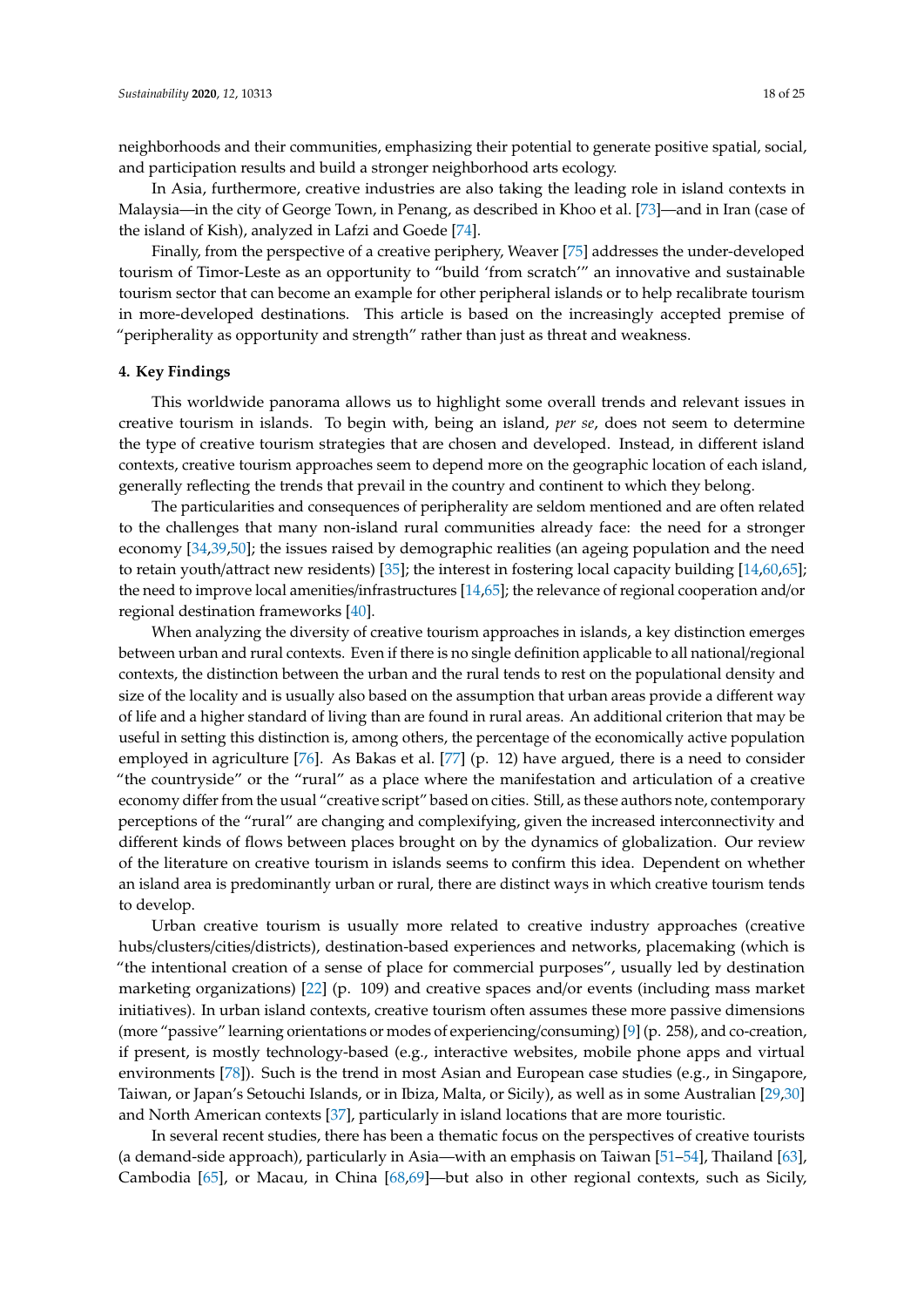neighborhoods and their communities, emphasizing their potential to generate positive spatial, social, and participation results and build a stronger neighborhood arts ecology.

In Asia, furthermore, creative industries are also taking the leading role in island contexts in Malaysia—in the city of George Town, in Penang, as described in Khoo et al. [73]—and in Iran (case of the island of Kish), analyzed in Lafzi and Goede [74].

Finally, from the perspective of a creative periphery, Weaver [75] addresses the under-developed tourism of Timor-Leste as an opportunity to "build 'from scratch'" an innovative and sustainable tourism sector that can become an example for other peripheral islands or to help recalibrate tourism in more-developed destinations. This article is based on the increasingly accepted premise of "peripherality as opportunity and strength" rather than just as threat and weakness.

## 4. Key Findings

This worldwide panorama allows us to highlight some overall trends and relevant issues in creative tourism in islands. To begin with, being an island, *per se*, does not seem to determine the type of creative tourism strategies that are chosen and developed. Instead, in different island contexts, creative tourism approaches seem to depend more on the geographic location of each island, generally reflecting the trends that prevail in the country and continent to which they belong.

The particularities and consequences of peripherality are seldom mentioned and are often related to the challenges that many non-island rural communities already face: the need for a stronger economy [34,39,50]; the issues raised by demographic realities (an ageing population and the need to retain youth/attract new residents) [35]; the interest in fostering local capacity building [14,60,65]; the need to improve local amenities/infrastructures [14,65]; the relevance of regional cooperation and/or regional destination frameworks [40].

When analyzing the diversity of creative tourism approaches in islands, a key distinction emerges between urban and rural contexts. Even if there is no single definition applicable to all national/regional contexts, the distinction between the urban and the rural tends to rest on the populational density and size of the locality and is usually also based on the assumption that urban areas provide a different way of life and a higher standard of living than are found in rural areas. An additional criterion that may be useful in setting this distinction is, among others, the percentage of the economically active population employed in agriculture [76]. As Bakas et al. [77] (p. 12) have argued, there is a need to consider "the countryside" or the "rural" as a place where the manifestation and articulation of a creative economy differ from the usual "creative script" based on cities. Still, as these authors note, contemporary perceptions of the "rural" are changing and complexifying, given the increased interconnectivity and different kinds of flows between places brought on by the dynamics of globalization. Our review of the literature on creative tourism in islands seems to confirm this idea. Dependent on whether an island area is predominantly urban or rural, there are distinct ways in which creative tourism tends to develop.

Urban creative tourism is usually more related to creative industry approaches (creative hubs/clusters/cities/districts), destination-based experiences and networks, placemaking (which is "the intentional creation of a sense of place for commercial purposes", usually led by destination marketing organizations) [22] (p. 109) and creative spaces and/or events (including mass market initiatives). In urban island contexts, creative tourism often assumes these more passive dimensions (more "passive" learning orientations or modes of experiencing/consuming) [9] (p. 258), and co-creation, if present, is mostly technology-based (e.g., interactive websites, mobile phone apps and virtual environments [78]). Such is the trend in most Asian and European case studies (e.g., in Singapore, Taiwan, or Japan's Setouchi Islands, or in Ibiza, Malta, or Sicily), as well as in some Australian [29,30] and North American contexts [37], particularly in island locations that are more touristic.

In several recent studies, there has been a thematic focus on the perspectives of creative tourists (a demand-side approach), particularly in Asia—with an emphasis on Taiwan [51–54], Thailand [63], Cambodia [65], or Macau, in China [68,69]—but also in other regional contexts, such as Sicily,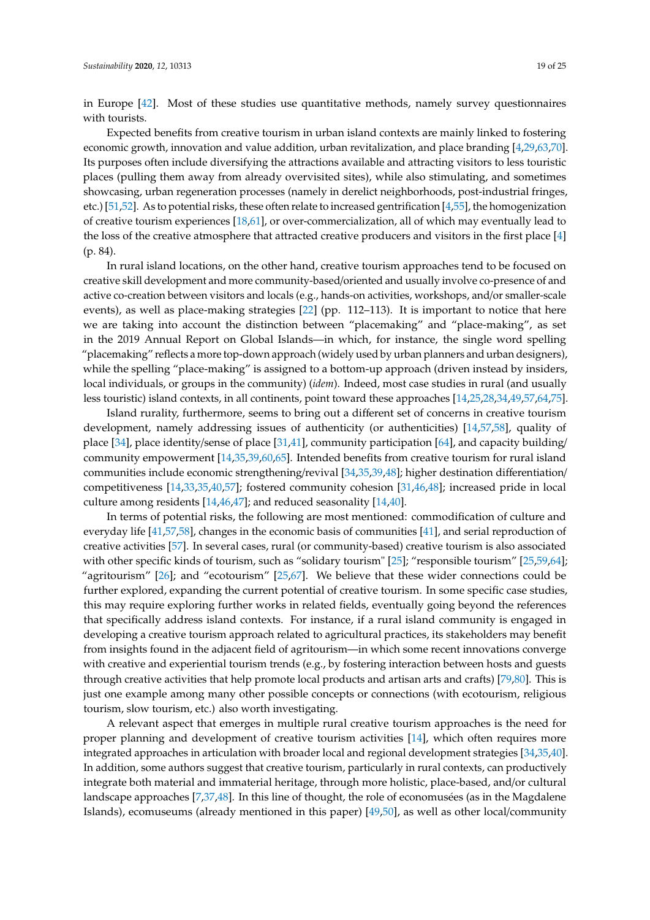in Europe [42]. Most of these studies use quantitative methods, namely survey questionnaires with tourists.

Expected benefits from creative tourism in urban island contexts are mainly linked to fostering economic growth, innovation and value addition, urban revitalization, and place branding [4,29,63,70]. Its purposes often include diversifying the attractions available and attracting visitors to less touristic places (pulling them away from already overvisited sites), while also stimulating, and sometimes showcasing, urban regeneration processes (namely in derelict neighborhoods, post-industrial fringes, etc.) [51,52]. As to potential risks, these often relate to increased gentrification [4,55], the homogenization of creative tourism experiences [18,61], or over-commercialization, all of which may eventually lead to the loss of the creative atmosphere that attracted creative producers and visitors in the first place [4] (p. 84).

In rural island locations, on the other hand, creative tourism approaches tend to be focused on creative skill development and more community-based/oriented and usually involve co-presence of and active co-creation between visitors and locals (e.g., hands-on activities, workshops, and/or smaller-scale events), as well as place-making strategies [22] (pp. 112–113). It is important to notice that here we are taking into account the distinction between "placemaking" and "place-making", as set in the 2019 Annual Report on Global Islands—in which, for instance, the single word spelling "placemaking" reflects a more top-down approach (widely used by urban planners and urban designers), while the spelling "place-making" is assigned to a bottom-up approach (driven instead by insiders, local individuals, or groups in the community) (*idem*). Indeed, most case studies in rural (and usually less touristic) island contexts, in all continents, point toward these approaches [14,25,28,34,49,57,64,75].

Island rurality, furthermore, seems to bring out a different set of concerns in creative tourism development, namely addressing issues of authenticity (or authenticities) [14,57,58], quality of place [34], place identity/sense of place [31,41], community participation [64], and capacity building/community empowerment [14,35,39,60,65]. Intended benefits from creative tourism for rural island communities include economic strengthening/revival [34,35,39,48]; higher destination differentiation/competitiveness [14,33,35,40,57]; fostered community cohesion [31,46,48]; increased pride in local culture among residents [14,46,47]; and reduced seasonality [14,40].

In terms of potential risks, the following are most mentioned: commodification of culture and everyday life [41,57,58], changes in the economic basis of communities [41], and serial reproduction of creative activities [57]. In several cases, rural (or community-based) creative tourism is also associated with other specific kinds of tourism, such as "solidary tourism" [25]; "responsible tourism" [25,59,64]; "agritourism" [26]; and "ecotourism" [25,67]. We believe that these wider connections could be further explored, expanding the current potential of creative tourism. In some specific case studies, this may require exploring further works in related fields, eventually going beyond the references that specifically address island contexts. For instance, if a rural island community is engaged in developing a creative tourism approach related to agricultural practices, its stakeholders may benefit from insights found in the adjacent field of agritourism—in which some recent innovations converge with creative and experiential tourism trends (e.g., by fostering interaction between hosts and guests through creative activities that help promote local products and artisan arts and crafts) [79,80]. This is just one example among many other possible concepts or connections (with ecotourism, religious tourism, slow tourism, etc.) also worth investigating.

A relevant aspect that emerges in multiple rural creative tourism approaches is the need for proper planning and development of creative tourism activities [14], which often requires more integrated approaches in articulation with broader local and regional development strategies [34,35,40]. In addition, some authors suggest that creative tourism, particularly in rural contexts, can productively integrate both material and immaterial heritage, through more holistic, place-based, and/or cultural landscape approaches [7,37,48]. In this line of thought, the role of economusées (as in the Magdalene Islands), ecomuseums (already mentioned in this paper) [49,50], as well as other local/community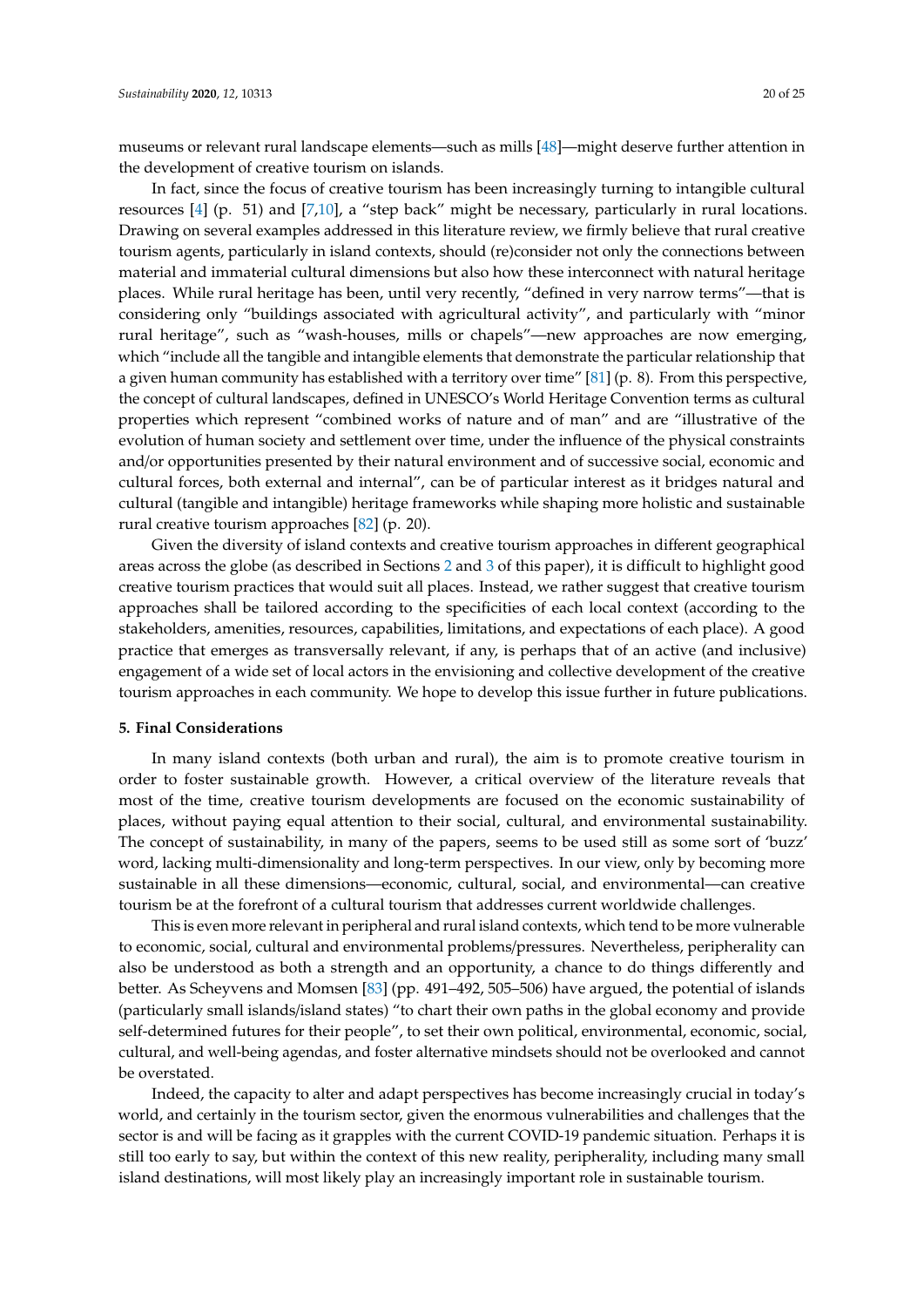museums or relevant rural landscape elements—such as mills [48]—might deserve further attention in the development of creative tourism on islands.

In fact, since the focus of creative tourism has been increasingly turning to intangible cultural resources [4] (p. 51) and [7,10], a "step back" might be necessary, particularly in rural locations. Drawing on several examples addressed in this literature review, we firmly believe that rural creative tourism agents, particularly in island contexts, should (re)consider not only the connections between material and immaterial cultural dimensions but also how these interconnect with natural heritage places. While rural heritage has been, until very recently, "defined in very narrow terms"—that is considering only "buildings associated with agricultural activity", and particularly with "minor rural heritage", such as "wash-houses, mills or chapels"—new approaches are now emerging, which "include all the tangible and intangible elements that demonstrate the particular relationship that a given human community has established with a territory over time" [81] (p. 8). From this perspective, the concept of cultural landscapes, defined in UNESCO's World Heritage Convention terms as cultural properties which represent "combined works of nature and of man" and are "illustrative of the evolution of human society and settlement over time, under the influence of the physical constraints and/or opportunities presented by their natural environment and of successive social, economic and cultural forces, both external and internal", can be of particular interest as it bridges natural and cultural (tangible and intangible) heritage frameworks while shaping more holistic and sustainable rural creative tourism approaches [82] (p. 20).

Given the diversity of island contexts and creative tourism approaches in different geographical areas across the globe (as described in Sections 2 and 3 of this paper), it is difficult to highlight good creative tourism practices that would suit all places. Instead, we rather suggest that creative tourism approaches shall be tailored according to the specificities of each local context (according to the stakeholders, amenities, resources, capabilities, limitations, and expectations of each place). A good practice that emerges as transversally relevant, if any, is perhaps that of an active (and inclusive) engagement of a wide set of local actors in the envisioning and collective development of the creative tourism approaches in each community. We hope to develop this issue further in future publications.

## 5. Final Considerations

In many island contexts (both urban and rural), the aim is to promote creative tourism in order to foster sustainable growth. However, a critical overview of the literature reveals that most of the time, creative tourism developments are focused on the economic sustainability of places, without paying equal attention to their social, cultural, and environmental sustainability. The concept of sustainability, in many of the papers, seems to be used still as some sort of 'buzz' word, lacking multi-dimensionality and long-term perspectives. In our view, only by becoming more sustainable in all these dimensions—economic, cultural, social, and environmental—can creative tourism be at the forefront of a cultural tourism that addresses current worldwide challenges.

This is even more relevant in peripheral and rural island contexts, which tend to be more vulnerable to economic, social, cultural and environmental problems/pressures. Nevertheless, peripherality can also be understood as both a strength and an opportunity, a chance to do things differently and better. As Scheyvens and Momsen [83] (pp. 491–492, 505–506) have argued, the potential of islands (particularly small islands/island states) "to chart their own paths in the global economy and provide self-determined futures for their people", to set their own political, environmental, economic, social, cultural, and well-being agendas, and foster alternative mindsets should not be overlooked and cannot be overstated.

Indeed, the capacity to alter and adapt perspectives has become increasingly crucial in today's world, and certainly in the tourism sector, given the enormous vulnerabilities and challenges that the sector is and will be facing as it grapples with the current COVID-19 pandemic situation. Perhaps it is still too early to say, but within the context of this new reality, peripherality, including many small island destinations, will most likely play an increasingly important role in sustainable tourism.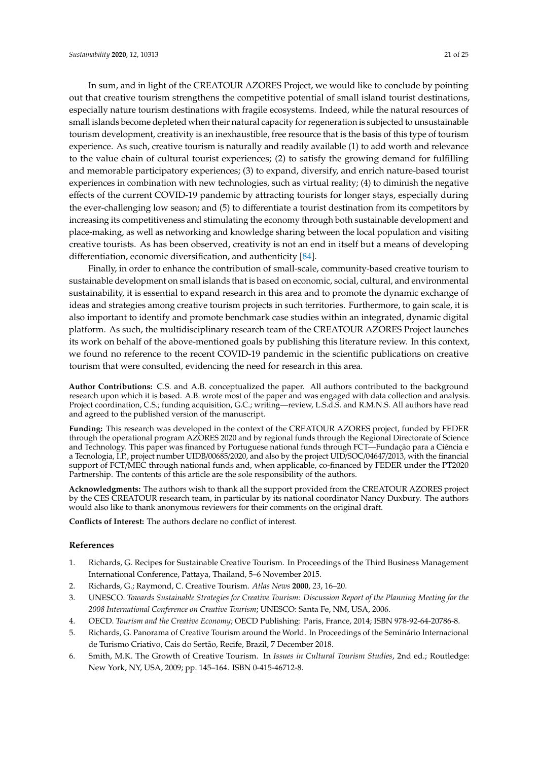In sum, and in light of the CREATOUR AZORES Project, we would like to conclude by pointing out that creative tourism strengthens the competitive potential of small island tourist destinations, especially nature tourism destinations with fragile ecosystems. Indeed, while the natural resources of small islands become depleted when their natural capacity for regeneration is subjected to unsustainable tourism development, creativity is an inexhaustible, free resource that is the basis of this type of tourism experience. As such, creative tourism is naturally and readily available (1) to add worth and relevance to the value chain of cultural tourist experiences; (2) to satisfy the growing demand for fulfilling and memorable participatory experiences; (3) to expand, diversify, and enrich nature-based tourist experiences in combination with new technologies, such as virtual reality; (4) to diminish the negative effects of the current COVID-19 pandemic by attracting tourists for longer stays, especially during the ever-challenging low season; and (5) to differentiate a tourist destination from its competitors by increasing its competitiveness and stimulating the economy through both sustainable development and place-making, as well as networking and knowledge sharing between the local population and visiting creative tourists. As has been observed, creativity is not an end in itself but a means of developing differentiation, economic diversification, and authenticity [84].

Finally, in order to enhance the contribution of small-scale, community-based creative tourism to sustainable development on small islands that is based on economic, social, cultural, and environmental sustainability, it is essential to expand research in this area and to promote the dynamic exchange of ideas and strategies among creative tourism projects in such territories. Furthermore, to gain scale, it is also important to identify and promote benchmark case studies within an integrated, dynamic digital platform. As such, the multidisciplinary research team of the CREATOUR AZORES Project launches its work on behalf of the above-mentioned goals by publishing this literature review. In this context, we found no reference to the recent COVID-19 pandemic in the scientific publications on creative tourism that were consulted, evidencing the need for research in this area.

**Author Contributions:** C.S. and A.B. conceptualized the paper. All authors contributed to the background research upon which it is based. A.B. wrote most of the paper and was engaged with data collection and analysis. Project coordination, C.S.; funding acquisition, G.C.; writing—review, L.S.d.S. and R.M.N.S. All authors have read and agreed to the published version of the manuscript.

**Funding:** This research was developed in the context of the CREATOUR AZORES project, funded by FEDER through the operational program AZORES 2020 and by regional funds through the Regional Directorate of Science and Technology. This paper was financed by Portuguese national funds through FCT—Fundação para a Ciência e a Tecnologia, I.P., project number UIDB/00685/2020, and also by the project UID/SOC/04647/2013, with the financial support of FCT/MEC through national funds and, when applicable, co-financed by FEDER under the PT2020 Partnership. The contents of this article are the sole responsibility of the authors.

**Acknowledgments:** The authors wish to thank all the support provided from the CREATOUR AZORES project by the CES CREATOUR research team, in particular by its national coordinator Nancy Duxbury. The authors would also like to thank anonymous reviewers for their comments on the original draft.

**Conflicts of Interest:** The authors declare no conflict of interest.

## References

1. Richards, G. Recipes for Sustainable Creative Tourism. In Proceedings of the Third Business Management International Conference, Pattaya, Thailand, 5–6 November 2015.
2. Richards, G.; Raymond, C. Creative Tourism. *Atlas News* **2000**, *23*, 16–20.
3. UNESCO. *Towards Sustainable Strategies for Creative Tourism: Discussion Report of the Planning Meeting for the 2008 International Conference on Creative Tourism*; UNESCO: Santa Fe, NM, USA, 2006.
4. OECD. *Tourism and the Creative Economy*; OECD Publishing: Paris, France, 2014; ISBN 978-92-64-20786-8.
5. Richards, G. Panorama of Creative Tourism around the World. In Proceedings of the Seminário Internacional de Turismo Criativo, Cais do Sertão, Recife, Brazil, 7 December 2018.
6. Smith, M.K. The Growth of Creative Tourism. In *Issues in Cultural Tourism Studies*, 2nd ed.; Routledge: New York, NY, USA, 2009; pp. 145–164. ISBN 0-415-46712-8.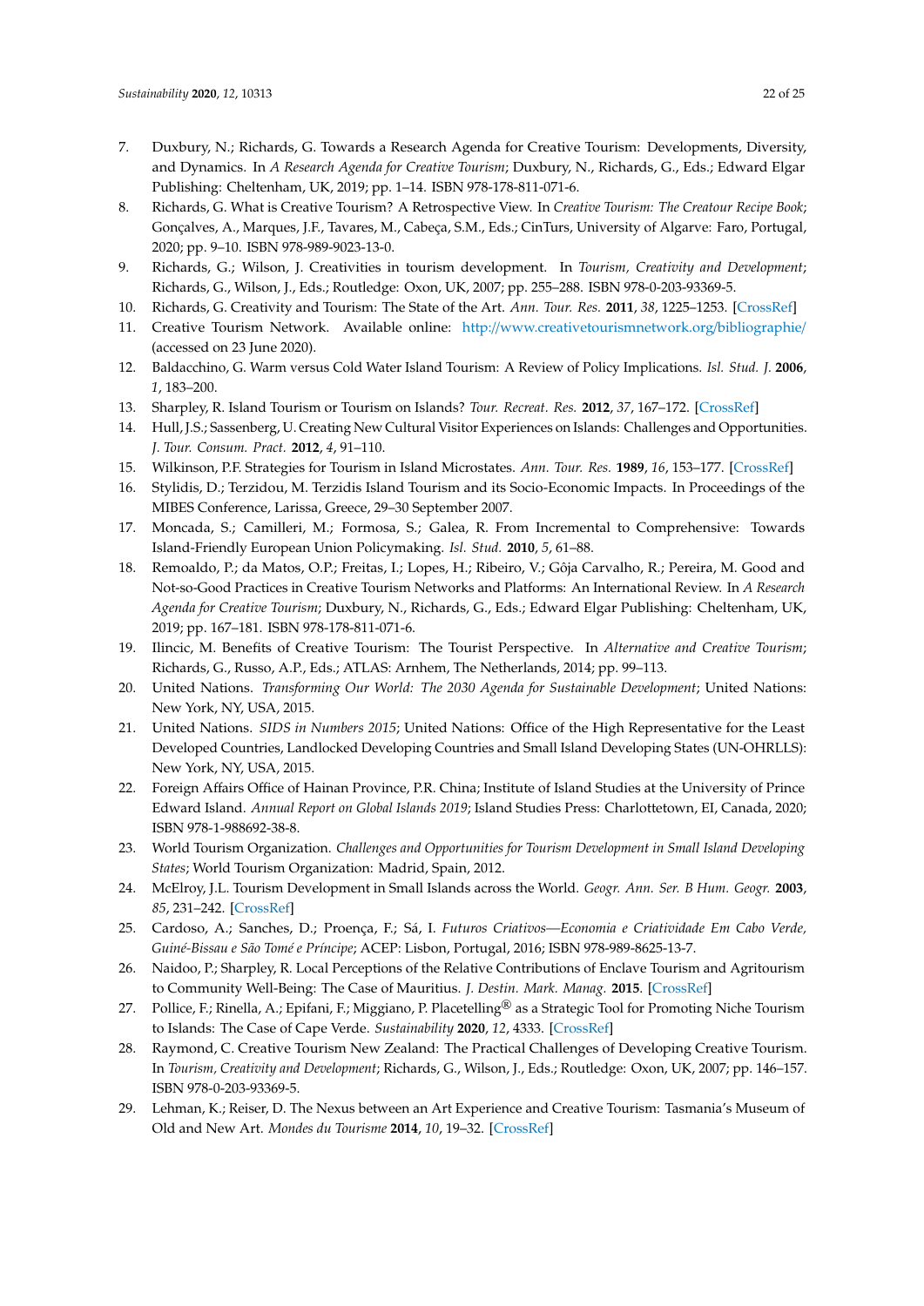7. Duxbury, N.; Richards, G. Towards a Research Agenda for Creative Tourism: Developments, Diversity, and Dynamics. In *A Research Agenda for Creative Tourism*; Duxbury, N., Richards, G., Eds.; Edward Elgar Publishing: Cheltenham, UK, 2019; pp. 1–14. ISBN 978-178-811-071-6.
8. Richards, G. What is Creative Tourism? A Retrospective View. In *Creative Tourism: The Creatour Recipe Book*; Gonçalves, A., Marques, J.F., Tavares, M., Cabeça, S.M., Eds.; CinTurs, University of Algarve: Faro, Portugal, 2020; pp. 9–10. ISBN 978-989-9023-13-0.
9. Richards, G.; Wilson, J. Creativities in tourism development. In *Tourism, Creativity and Development*; Richards, G., Wilson, J., Eds.; Routledge: Oxon, UK, 2007; pp. 255–288. ISBN 978-0-203-93369-5.
10. Richards, G. Creativity and Tourism: The State of the Art. *Ann. Tour. Res.* **2011**, *38*, 1225–1253. [CrossRef]
11. Creative Tourism Network. Available online: http://www.creativetourismnetwork.org/bibliographie/ (accessed on 23 June 2020).
12. Baldacchino, G. Warm versus Cold Water Island Tourism: A Review of Policy Implications. *Isl. Stud. J.* **2006**, *1*, 183–200.
13. Sharpley, R. Island Tourism or Tourism on Islands? *Tour. Recreat. Res.* **2012**, *37*, 167–172. [CrossRef]
14. Hull, J.S.; Sassenberg, U. Creating New Cultural Visitor Experiences on Islands: Challenges and Opportunities. *J. Tour. Consum. Pract.* **2012**, *4*, 91–110.
15. Wilkinson, P.F. Strategies for Tourism in Island Microstates. *Ann. Tour. Res.* **1989**, *16*, 153–177. [CrossRef]
16. Stylidis, D.; Terzidou, M. Terzidis Island Tourism and its Socio-Economic Impacts. In Proceedings of the MIBES Conference, Larissa, Greece, 29–30 September 2007.
17. Moncada, S.; Camilleri, M.; Formosa, S.; Galea, R. From Incremental to Comprehensive: Towards Island-Friendly European Union Policymaking. *Isl. Stud.* **2010**, *5*, 61–88.
18. Remoaldo, P.; da Matos, O.P.; Freitas, I.; Lopes, H.; Ribeiro, V.; Gôja Carvalho, R.; Pereira, M. Good and Not-so-Good Practices in Creative Tourism Networks and Platforms: An International Review. In *A Research Agenda for Creative Tourism*; Duxbury, N., Richards, G., Eds.; Edward Elgar Publishing: Cheltenham, UK, 2019; pp. 167–181. ISBN 978-178-811-071-6.
19. Ilincic, M. Benefits of Creative Tourism: The Tourist Perspective. In *Alternative and Creative Tourism*; Richards, G., Russo, A.P., Eds.; ATLAS: Arnhem, The Netherlands, 2014; pp. 99–113.
20. United Nations. *Transforming Our World: The 2030 Agenda for Sustainable Development*; United Nations: New York, NY, USA, 2015.
21. United Nations. *SIDS in Numbers 2015*; United Nations: Office of the High Representative for the Least Developed Countries, Landlocked Developing Countries and Small Island Developing States (UN-OHRLLS): New York, NY, USA, 2015.
22. Foreign Affairs Office of Hainan Province, P.R. China; Institute of Island Studies at the University of Prince Edward Island. *Annual Report on Global Islands 2019*; Island Studies Press: Charlottetown, EI, Canada, 2020; ISBN 978-1-988692-38-8.
23. World Tourism Organization. *Challenges and Opportunities for Tourism Development in Small Island Developing States*; World Tourism Organization: Madrid, Spain, 2012.
24. McElroy, J.L. Tourism Development in Small Islands across the World. *Geogr. Ann. Ser. B Hum. Geogr.* **2003**, *85*, 231–242. [CrossRef]
25. Cardoso, A.; Sanches, D.; Proença, F.; Sá, I. *Futuros Criativos—Economia e Criatividade Em Cabo Verde, Guiné-Bissau e São Tomé e Príncipe*; ACEP: Lisbon, Portugal, 2016; ISBN 978-989-8625-13-7.
26. Naidoo, P.; Sharpley, R. Local Perceptions of the Relative Contributions of Enclave Tourism and Agritourism to Community Well-Being: The Case of Mauritius. *J. Destin. Mark. Manag.* **2015**. [CrossRef]
27. Pollice, F.; Rinella, A.; Epifani, F.; Miggiano, P. Placetelling® as a Strategic Tool for Promoting Niche Tourism to Islands: The Case of Cape Verde. *Sustainability* **2020**, *12*, 4333. [CrossRef]
28. Raymond, C. Creative Tourism New Zealand: The Practical Challenges of Developing Creative Tourism. In *Tourism, Creativity and Development*; Richards, G., Wilson, J., Eds.; Routledge: Oxon, UK, 2007; pp. 146–157. ISBN 978-0-203-93369-5.
29. Lehman, K.; Reiser, D. The Nexus between an Art Experience and Creative Tourism: Tasmania's Museum of Old and New Art. *Mondes du Tourisme* **2014**, *10*, 19–32. [CrossRef]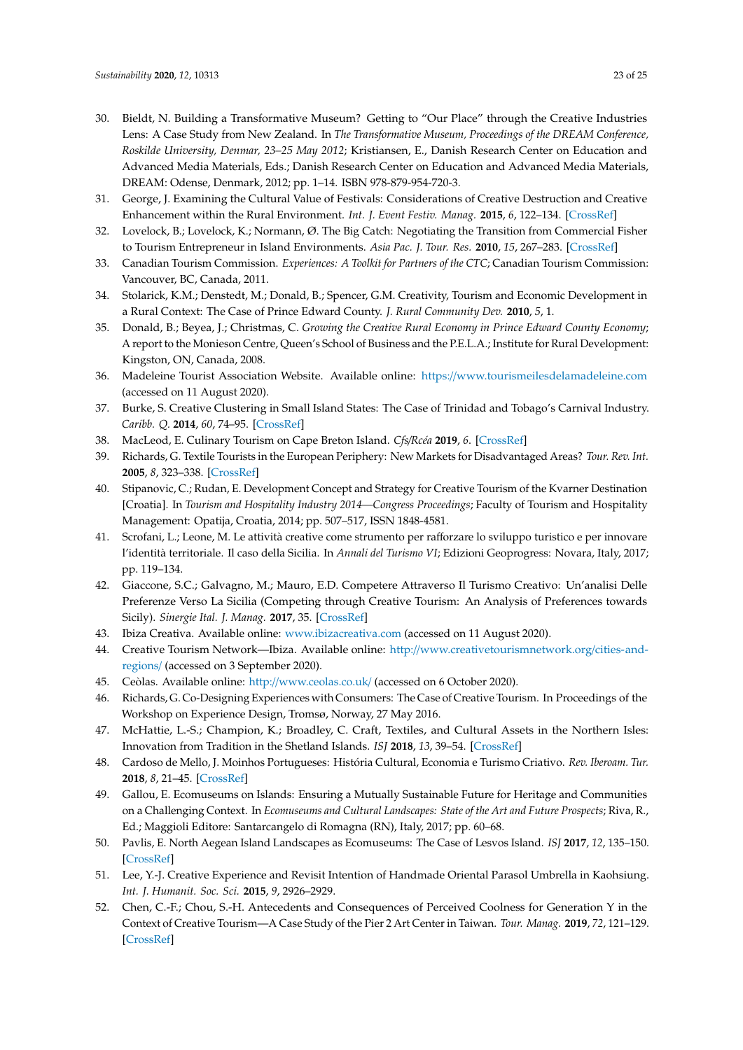30. Bieldt, N. Building a Transformative Museum? Getting to "Our Place" through the Creative Industries Lens: A Case Study from New Zealand. In *The Transformative Museum, Proceedings of the DREAM Conference, Roskilde University, Denmar, 23–25 May 2012*; Kristiansen, E., Danish Research Center on Education and Advanced Media Materials, Eds.; Danish Research Center on Education and Advanced Media Materials, DREAM: Odense, Denmark, 2012; pp. 1–14. ISBN 978-879-954-720-3.
31. George, J. Examining the Cultural Value of Festivals: Considerations of Creative Destruction and Creative Enhancement within the Rural Environment. *Int. J. Event Festiv. Manag.* **2015**, *6*, 122–134. [CrossRef]
32. Lovelock, B.; Lovelock, K.; Normann, Ø. The Big Catch: Negotiating the Transition from Commercial Fisher to Tourism Entrepreneur in Island Environments. *Asia Pac. J. Tour. Res.* **2010**, *15*, 267–283. [CrossRef]
33. Canadian Tourism Commission. *Experiences: A Toolkit for Partners of the CTC*; Canadian Tourism Commission: Vancouver, BC, Canada, 2011.
34. Stolarick, K.M.; Denstedt, M.; Donald, B.; Spencer, G.M. Creativity, Tourism and Economic Development in a Rural Context: The Case of Prince Edward County. *J. Rural Community Dev.* **2010**, *5*, 1.
35. Donald, B.; Beyea, J.; Christmas, C. *Growing the Creative Rural Economy in Prince Edward County Economy*; A report to the Monieson Centre, Queen's School of Business and the P.E.L.A.; Institute for Rural Development: Kingston, ON, Canada, 2008.
36. Madeleine Tourist Association Website. Available online: https://www.tourismeilesdelamadeleine.com (accessed on 11 August 2020).
37. Burke, S. Creative Clustering in Small Island States: The Case of Trinidad and Tobago's Carnival Industry. *Caribb. Q.* **2014**, *60*, 74–95. [CrossRef]
38. MacLeod, E. Culinary Tourism on Cape Breton Island. *Cfs/Rcéa* **2019**, *6*. [CrossRef]
39. Richards, G. Textile Tourists in the European Periphery: New Markets for Disadvantaged Areas? *Tour. Rev. Int.* **2005**, *8*, 323–338. [CrossRef]
40. Stipanovic, C.; Rudan, E. Development Concept and Strategy for Creative Tourism of the Kvarner Destination [Croatia]. In *Tourism and Hospitality Industry 2014—Congress Proceedings*; Faculty of Tourism and Hospitality Management: Opatija, Croatia, 2014; pp. 507–517, ISSN 1848-4581.
41. Scrofani, L.; Leone, M. Le attività creative come strumento per rafforzare lo sviluppo turistico e per innovare l'identità territoriale. Il caso della Sicilia. In *Annali del Turismo VI*; Edizioni Geoprogress: Novara, Italy, 2017; pp. 119–134.
42. Giaccone, S.C.; Galvagno, M.; Mauro, E.D. Competere Attraverso Il Turismo Creativo: Un'analisi Delle Preferenze Verso La Sicilia (Competing through Creative Tourism: An Analysis of Preferences towards Sicily). *Sinergie Ital. J. Manag.* **2017**, 35. [CrossRef]
43. Ibiza Creativa. Available online: www.ibizacreativa.com (accessed on 11 August 2020).
44. Creative Tourism Network—Ibiza. Available online: http://www.creativetourismnetwork.org/cities-and-regions/ (accessed on 3 September 2020).
45. Ceòlas. Available online: http://www.ceolas.co.uk/ (accessed on 6 October 2020).
46. Richards, G. Co-Designing Experiences with Consumers: The Case of Creative Tourism. In Proceedings of the Workshop on Experience Design, Tromsø, Norway, 27 May 2016.
47. McHattie, L.-S.; Champion, K.; Broadley, C. Craft, Textiles, and Cultural Assets in the Northern Isles: Innovation from Tradition in the Shetland Islands. *ISJ* **2018**, *13*, 39–54. [CrossRef]
48. Cardoso de Mello, J. Moinhos Portugueses: História Cultural, Economia e Turismo Criativo. *Rev. Iberoam. Tur.* **2018**, *8*, 21–45. [CrossRef]
49. Gallou, E. Ecomuseums on Islands: Ensuring a Mutually Sustainable Future for Heritage and Communities on a Challenging Context. In *Ecomuseums and Cultural Landscapes: State of the Art and Future Prospects*; Riva, R., Ed.; Maggioli Editore: Santarcangelo di Romagna (RN), Italy, 2017; pp. 60–68.
50. Pavlis, E. North Aegean Island Landscapes as Ecomuseums: The Case of Lesvos Island. *ISJ* **2017**, *12*, 135–150. [CrossRef]
51. Lee, Y.-J. Creative Experience and Revisit Intention of Handmade Oriental Parasol Umbrella in Kaohsiung. *Int. J. Humanit. Soc. Sci.* **2015**, *9*, 2926–2929.
52. Chen, C.-F.; Chou, S.-H. Antecedents and Consequences of Perceived Coolness for Generation Y in the Context of Creative Tourism—A Case Study of the Pier 2 Art Center in Taiwan. *Tour. Manag.* **2019**, *72*, 121–129. [CrossRef]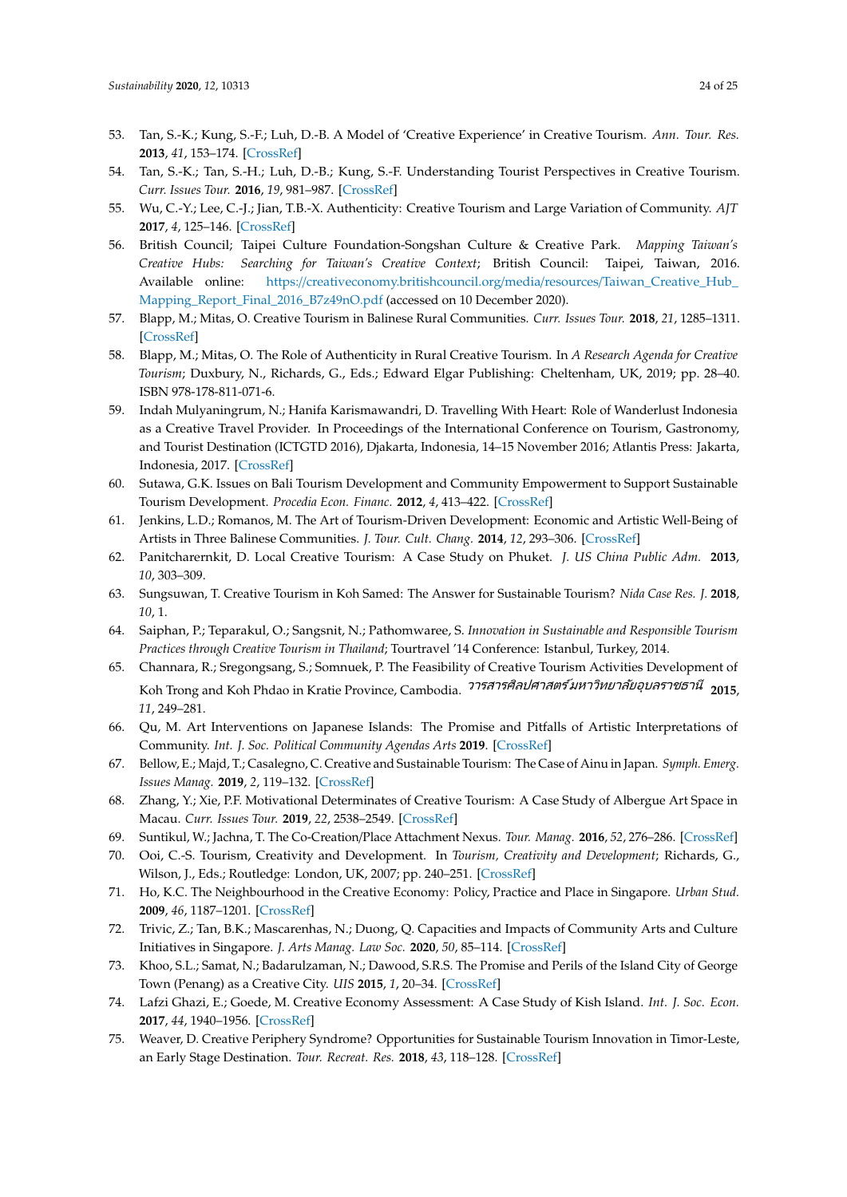53. Tan, S.-K.; Kung, S.-F.; Luh, D.-B. A Model of 'Creative Experience' in Creative Tourism. *Ann. Tour. Res.* **2013**, *41*, 153–174. [CrossRef]
54. Tan, S.-K.; Tan, S.-H.; Luh, D.-B.; Kung, S.-F. Understanding Tourist Perspectives in Creative Tourism. *Curr. Issues Tour.* **2016**, *19*, 981–987. [CrossRef]
55. Wu, C.-Y.; Lee, C.-J.; Jian, T.B.-X. Authenticity: Creative Tourism and Large Variation of Community. *AJT* **2017**, *4*, 125–146. [CrossRef]
56. British Council; Taipei Culture Foundation-Songshan Culture & Creative Park. *Mapping Taiwan's Creative Hubs: Searching for Taiwan's Creative Context*; British Council: Taipei, Taiwan, 2016. Available online: https://creativeconomy.britishcouncil.org/media/resources/Taiwan_Creative_Hub_Mapping_Report_Final_2016_B7z49nO.pdf (accessed on 10 December 2020).
57. Blapp, M.; Mitas, O. Creative Tourism in Balinese Rural Communities. *Curr. Issues Tour.* **2018**, *21*, 1285–1311. [CrossRef]
58. Blapp, M.; Mitas, O. The Role of Authenticity in Rural Creative Tourism. In *A Research Agenda for Creative Tourism*; Duxbury, N., Richards, G., Eds.; Edward Elgar Publishing: Cheltenham, UK, 2019; pp. 28–40. ISBN 978-178-811-071-6.
59. Indah Mulyaningrum, N.; Hanifa Karismawandri, D. Travelling With Heart: Role of Wanderlust Indonesia as a Creative Travel Provider. In Proceedings of the International Conference on Tourism, Gastronomy, and Tourist Destination (ICTGTD 2016), Djakarta, Indonesia, 14–15 November 2016; Atlantis Press: Jakarta, Indonesia, 2017. [CrossRef]
60. Sutawa, G.K. Issues on Bali Tourism Development and Community Empowerment to Support Sustainable Tourism Development. *Procedia Econ. Financ.* **2012**, *4*, 413–422. [CrossRef]
61. Jenkins, L.D.; Romanos, M. The Art of Tourism-Driven Development: Economic and Artistic Well-Being of Artists in Three Balinese Communities. *J. Tour. Cult. Chang.* **2014**, *12*, 293–306. [CrossRef]
62. Panitcharernkit, D. Local Creative Tourism: A Case Study on Phuket. *J. US China Public Adm.* **2013**, *10*, 303–309.
63. Sungsuwan, T. Creative Tourism in Koh Samed: The Answer for Sustainable Tourism? *Nida Case Res. J.* **2018**, *10*, 1.
64. Saiphan, P.; Teparakul, O.; Sangsnit, N.; Pathomwaree, S. *Innovation in Sustainable and Responsible Tourism Practices through Creative Tourism in Thailand*; Tourtravel '14 Conference: Istanbul, Turkey, 2014.
65. Channara, R.; Sregongsang, S.; Somnuek, P. The Feasibility of Creative Tourism Activities Development of Koh Trong and Koh Phdao in Kratie Province, Cambodia. *วารสารศิลปศาสตร์มหาวิทยาลัยอุบลราชธานี* **2015**, *11*, 249–281.
66. Qu, M. Art Interventions on Japanese Islands: The Promise and Pitfalls of Artistic Interpretations of Community. *Int. J. Soc. Political Community Agendas Arts* **2019**. [CrossRef]
67. Bellow, E.; Majd, T.; Casalegno, C. Creative and Sustainable Tourism: The Case of Ainu in Japan. *Symph. Emerg. Issues Manag.* **2019**, *2*, 119–132. [CrossRef]
68. Zhang, Y.; Xie, P.F. Motivational Determinates of Creative Tourism: A Case Study of Albergue Art Space in Macau. *Curr. Issues Tour.* **2019**, *22*, 2538–2549. [CrossRef]
69. Suntikul, W.; Jachna, T. The Co-Creation/Place Attachment Nexus. *Tour. Manag.* **2016**, *52*, 276–286. [CrossRef]
70. Ooi, C.-S. Tourism, Creativity and Development. In *Tourism, Creativity and Development*; Richards, G., Wilson, J., Eds.; Routledge: London, UK, 2007; pp. 240–251. [CrossRef]
71. Ho, K.C. The Neighbourhood in the Creative Economy: Policy, Practice and Place in Singapore. *Urban Stud.* **2009**, *46*, 1187–1201. [CrossRef]
72. Trivic, Z.; Tan, B.K.; Mascarenhas, N.; Duong, Q. Capacities and Impacts of Community Arts and Culture Initiatives in Singapore. *J. Arts Manag. Law Soc.* **2020**, *50*, 85–114. [CrossRef]
73. Khoo, S.L.; Samat, N.; Badarulzaman, N.; Dawood, S.R.S. The Promise and Perils of the Island City of George Town (Penang) as a Creative City. *UIS* **2015**, *1*, 20–34. [CrossRef]
74. Lafzi Ghazi, E.; Goede, M. Creative Economy Assessment: A Case Study of Kish Island. *Int. J. Soc. Econ.* **2017**, *44*, 1940–1956. [CrossRef]
75. Weaver, D. Creative Periphery Syndrome? Opportunities for Sustainable Tourism Innovation in Timor-Leste, an Early Stage Destination. *Tour. Recreat. Res.* **2018**, *43*, 118–128. [CrossRef]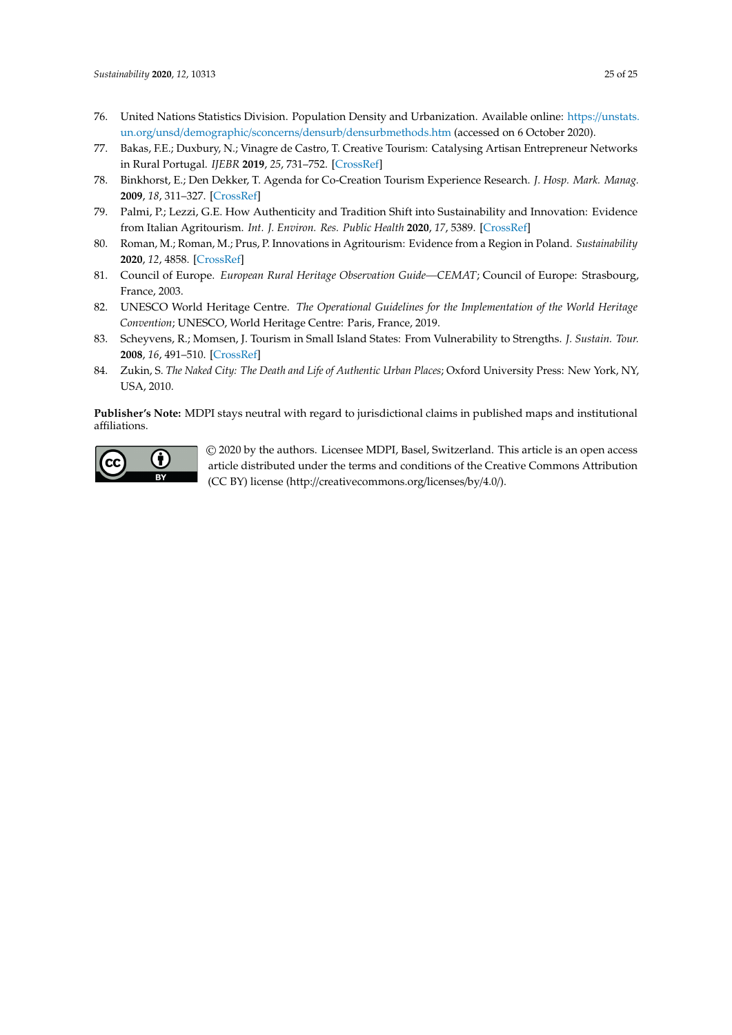76. United Nations Statistics Division. Population Density and Urbanization. Available online: https://unstats.un.org/unsd/demographic/sconcerns/densurb/densurbmethods.htm (accessed on 6 October 2020).
77. Bakas, F.E.; Duxbury, N.; Vinagre de Castro, T. Creative Tourism: Catalysing Artisan Entrepreneur Networks in Rural Portugal. *IJEBR* **2019**, *25*, 731–752. [CrossRef]
78. Binkhorst, E.; Den Dekker, T. Agenda for Co-Creation Tourism Experience Research. *J. Hosp. Mark. Manag.* **2009**, *18*, 311–327. [CrossRef]
79. Palmi, P.; Lezzi, G.E. How Authenticity and Tradition Shift into Sustainability and Innovation: Evidence from Italian Agritourism. *Int. J. Environ. Res. Public Health* **2020**, *17*, 5389. [CrossRef]
80. Roman, M.; Roman, M.; Prus, P. Innovations in Agritourism: Evidence from a Region in Poland. *Sustainability* **2020**, *12*, 4858. [CrossRef]
81. Council of Europe. *European Rural Heritage Observation Guide—CEMAT*; Council of Europe: Strasbourg, France, 2003.
82. UNESCO World Heritage Centre. *The Operational Guidelines for the Implementation of the World Heritage Convention*; UNESCO, World Heritage Centre: Paris, France, 2019.
83. Scheyvens, R.; Momsen, J. Tourism in Small Island States: From Vulnerability to Strengths. *J. Sustain. Tour.* **2008**, *16*, 491–510. [CrossRef]
84. Zukin, S. *The Naked City: The Death and Life of Authentic Urban Places*; Oxford University Press: New York, NY, USA, 2010.

**Publisher's Note:** MDPI stays neutral with regard to jurisdictional claims in published maps and institutional affiliations.

© 2020 by the authors. Licensee MDPI, Basel, Switzerland. This article is an open access article distributed under the terms and conditions of the Creative Commons Attribution (CC BY) license (http://creativecommons.org/licenses/by/4.0/).